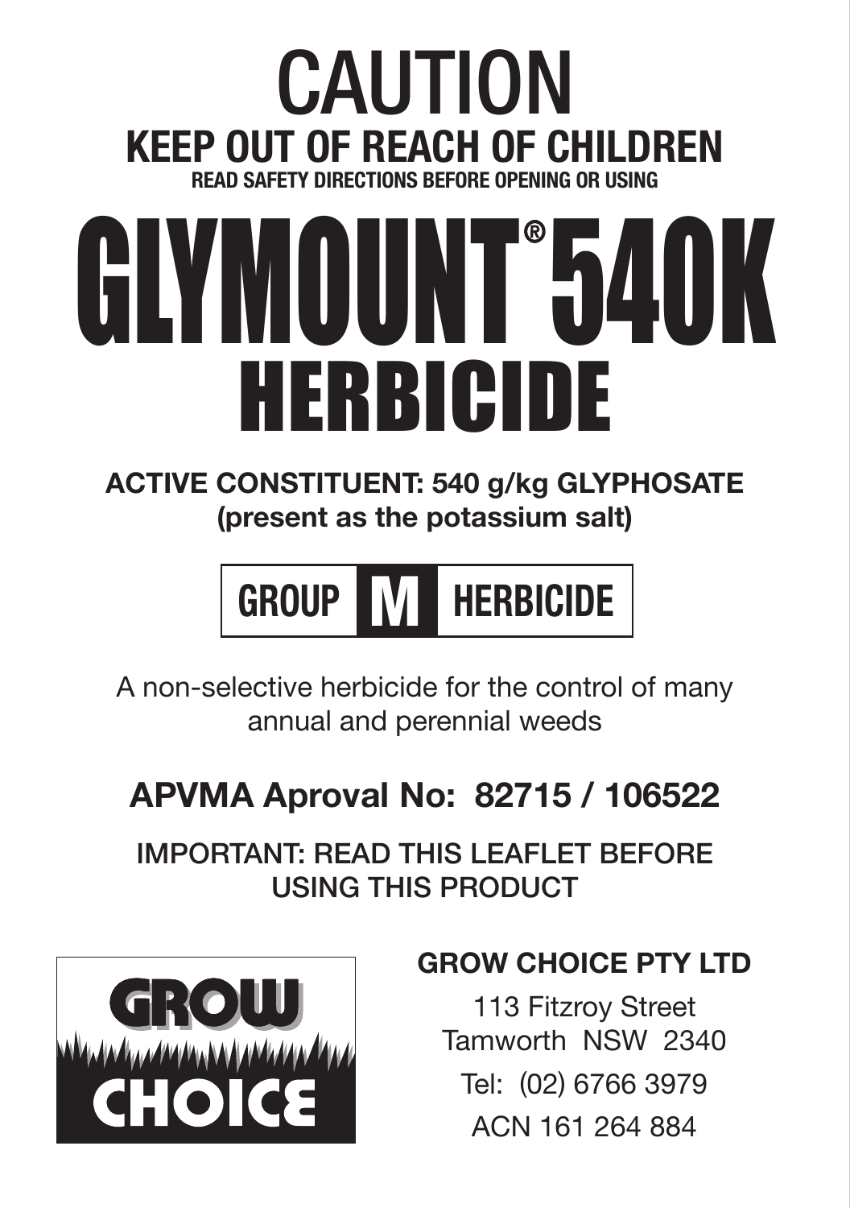# CAUTION

## KEEP OUT OF REACH OF CHILDREN

**READ SAFETY DIRECTIONS BEFORE OPENING OR USING**

# GLYMOUNT® 540K HERBICIDE

**ACTIVE CONSTITUENT: 540 g/kg GLYPHOSATE (present as the potassium salt)**

**GROUP M HERBICIDE**

A non-selective herbicide for the control of many annual and perennial weeds

**APVMA Aproval No: 82715 / 106522**

IMPORTANT: READ THIS LEAFLET BEFORE USING THIS PRODUCT

GROW CHOICE

**GROW CHOICE PTY LTD**

113 Fitzroy Street
Tamworth NSW 2340

Tel: (02) 6766 3979

ACN 161 264 884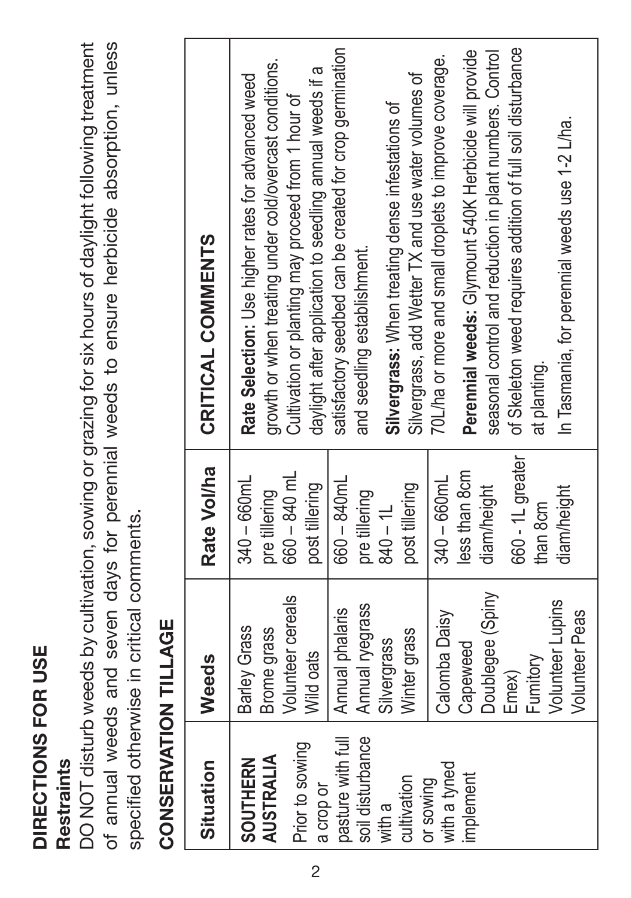# DIRECTIONS FOR USE

## Restraints

DO NOT disturb weeds by cultivation, sowing or grazing for six hours of daylight following treatment of annual weeds and seven days for perennial weeds to ensure herbicide absorption, unless specified otherwise in critical comments.

## CONSERVATION TILLAGE

| Situation | Weeds | Rate Vol/ha | CRITICAL COMMENTS |
|---|---|---|---|
| **SOUTHERN AUSTRALIA** Prior to sowing a crop or pasture with full soil disturbance with a cultivation or sowing with a tyned implement | Barley Grass<br>Brome grass<br>Volunteer cereals<br>Wild oats | 340 – 660mL pre tillering<br>660 – 840 mL post tillering | **Rate Selection:** Use higher rates for advanced weed growth or when treating under cold/overcast conditions. Cultivation or planting may proceed from 1 hour of daylight after application to seedling annual weeds if a satisfactory seedbed can be created for crop germination and seedling establishment.<br><br>**Silvergrass:** When treating dense infestations of Silvergrass, add Wetter TX and use water volumes of 70L/ha or more and small droplets to improve coverage.<br><br>**Perennial weeds:** Glymount 540K Herbicide will provide seasonal control and reduction in plant numbers. Control of Skeleton weed requires addition of full soil disturbance at planting.<br><br>In Tasmania, for perennial weeds use 1-2 L/ha. |
| | Annual phalaris<br>Annual ryegrass<br>Silvergrass<br>Winter grass | 660 – 840mL pre tillering<br>840 – 1L post tillering | |
| | Calomba Daisy<br>Capeweed<br>Doublegee (Spiny Emex)<br>Fumitory<br>Volunteer Lupins<br>Volunteer Peas | 340 – 660mL less than 8cm diam/height<br><br>660 - 1L greater than 8cm diam/height | |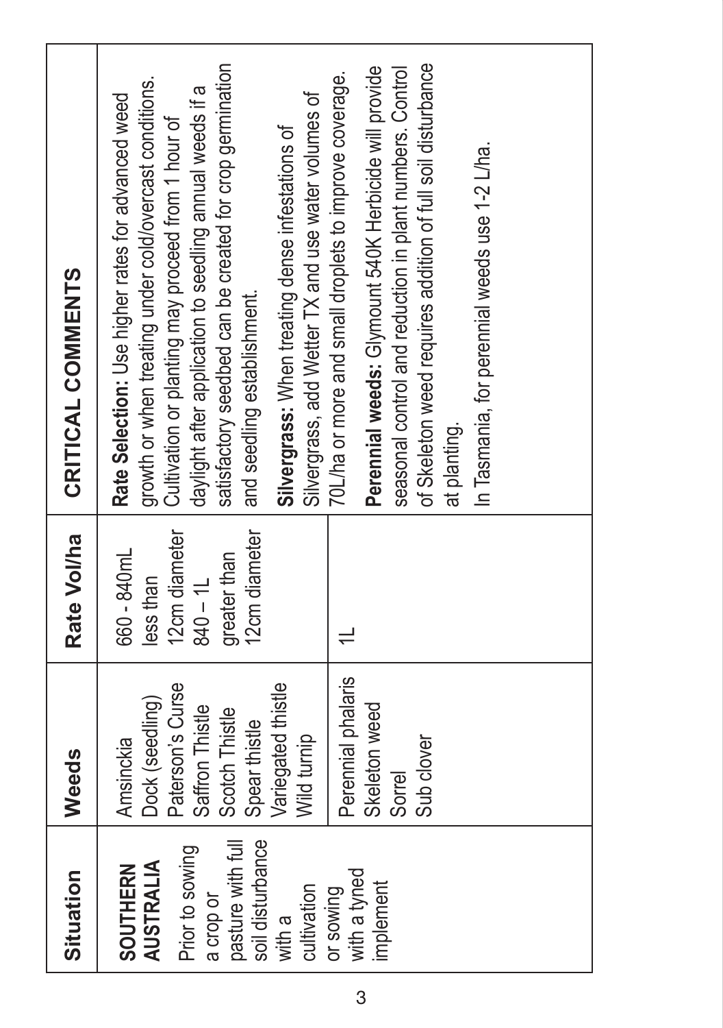| Situation | Weeds | Rate Vol/ha | CRITICAL COMMENTS |
|---|---|---|---|
| **SOUTHERN AUSTRALIA** Prior to sowing a crop or pasture with full soil disturbance with a cultivation or sowing with a tyned implement | Amsinckia<br>Dock (seedling)<br>Paterson's Curse<br>Saffron Thistle<br>Scotch Thistle<br>Spear thistle<br>Variegated thistle<br>Wild turnip | 660 - 840mL less than 12cm diameter<br>840 – 1L greater than 12cm diameter | **Rate Selection:** Use higher rates for advanced weed growth or when treating under cold/overcast conditions. Cultivation or planting may proceed from 1 hour of daylight after application to seedling annual weeds if a satisfactory seedbed can be created for crop germination and seedling establishment.<br>**Silvergrass:** When treating dense infestations of Silvergrass, add Wetter TX and use water volumes of 70L/ha or more and small droplets to improve coverage.<br>**Perennial weeds:** Glymount 540K Herbicide will provide seasonal control and reduction in plant numbers. Control of Skeleton weed requires addition of full soil disturbance at planting.<br>In Tasmania, for perennial weeds use 1-2 L/ha. |
| | Perennial phalaris<br>Skeleton weed<br>Sorrel<br>Sub clover | 1L | |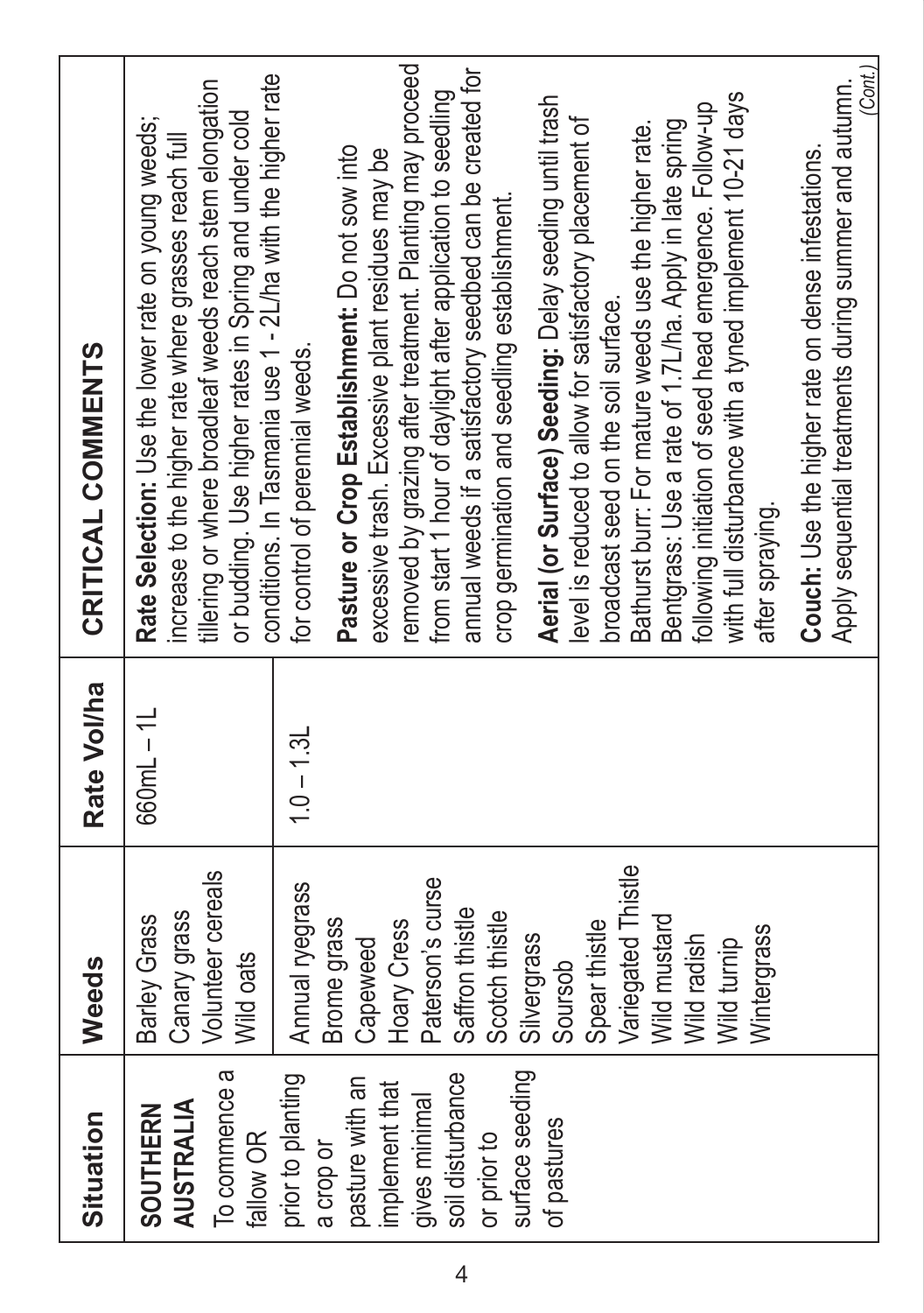| Situation | Weeds | Rate Vol/ha | CRITICAL COMMENTS |
|---|---|---|---|
| **SOUTHERN AUSTRALIA** To commence a fallow OR prior to planting a crop or pasture with an implement that gives minimal soil disturbance or prior to surface seeding of pastures | Barley Grass<br>Canary grass<br>Volunteer cereals<br>Wild oats | 660mL – 1L | **Rate Selection:** Use the lower rate on young weeds; increase to the higher rate where grasses reach full tillering or where broadleaf weeds reach stem elongation or budding. Use higher rates in Spring and under cold conditions. In Tasmania use 1 - 2L/ha with the higher rate for control of perennial weeds.<br><br>**Pasture or Crop Establishment:** Do not sow into excessive trash. Excessive plant residues may be removed by grazing after treatment. Planting may proceed from start 1 hour of daylight after application to seedling annual weeds if a satisfactory seedbed can be created for crop germination and seedling establishment.<br><br>**Aerial (or Surface) Seeding:** Delay seeding until trash level is reduced to allow for satisfactory placement of broadcast seed on the soil surface.<br>Bathurst burr: For mature weeds use the higher rate.<br>Bentgrass: Use a rate of 1.7L/ha. Apply in late spring following initiation of seed head emergence. Follow-up with full disturbance with a tyned implement 10-21 days after spraying.<br><br>**Couch:** Use the higher rate on dense infestations. Apply sequential treatments during summer and autumn.<br>*(Cont.)* |
| | Annual ryegrass<br>Brome grass<br>Capeweed<br>Hoary Cress<br>Paterson's curse<br>Saffron thistle<br>Scotch thistle<br>Silvergrass<br>Soursob<br>Spear thistle<br>Variegated Thistle<br>Wild mustard<br>Wild radish<br>Wild turnip<br>Wintergrass | 1.0 – 1.3L | |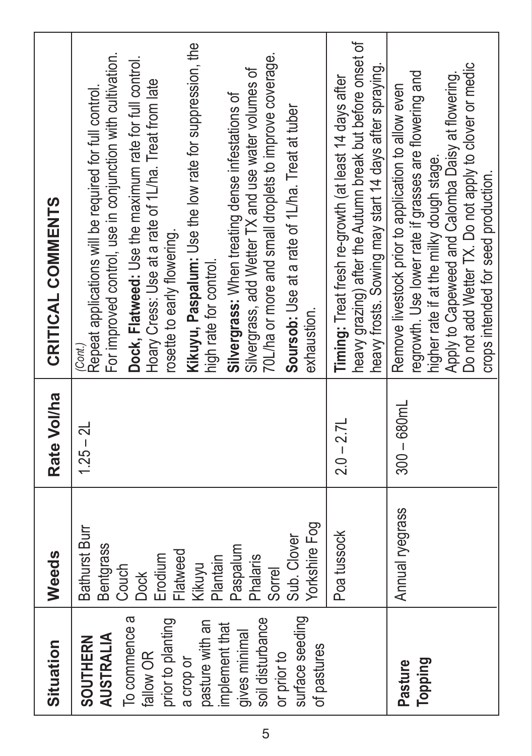| Situation | Weeds | Rate Vol/ha | CRITICAL COMMENTS |
|---|---|---|---|
| **SOUTHERN AUSTRALIA** To commence a fallow OR prior to planting a crop or pasture with an implement that gives minimal soil disturbance or prior to surface seeding of pastures | Bathurst Burr<br>Bentgrass<br>Couch<br>Dock<br>Erodium<br>Flatweed<br>Kikuyu<br>Plantain<br>Paspalum<br>Phalaris<br>Sorrel<br>Sub. Clover<br>Yorkshire Fog | 1.25 – 2L | *(Cont.)*<br>Repeat applications will be required for full control. For improved control, use in conjunction with cultivation.<br>**Dock, Flatweed:** Use the maximum rate for full control. Hoary Cress: Use at a rate of 1L/ha. Treat from late rosette to early flowering.<br>**Kikuyu, Paspalum:** Use the low rate for suppression, the high rate for control.<br>**Silvergrass:** When treating dense infestations of Silvergrass, add Wetter TX and use water volumes of 70L/ha or more and small droplets to improve coverage.<br>**Soursob:** Use at a rate of 1L/ha. Treat at tuber exhaustion. |
| | Poa tussock | 2.0 – 2.7L | **Timing:** Treat fresh re-growth (at least 14 days after heavy grazing) after the Autumn break but before onset of heavy frosts. Sowing may start 14 days after spraying. |
| **Pasture Topping** | Annual ryegrass | 300 – 680mL | Remove livestock prior to application to allow even regrowth. Use lower rate if grasses are flowering and higher rate if at the milky dough stage.<br>Apply to Capeweed and Calomba Daisy at flowering. Do not add Wetter TX. Do not apply to clover or medic crops intended for seed production. |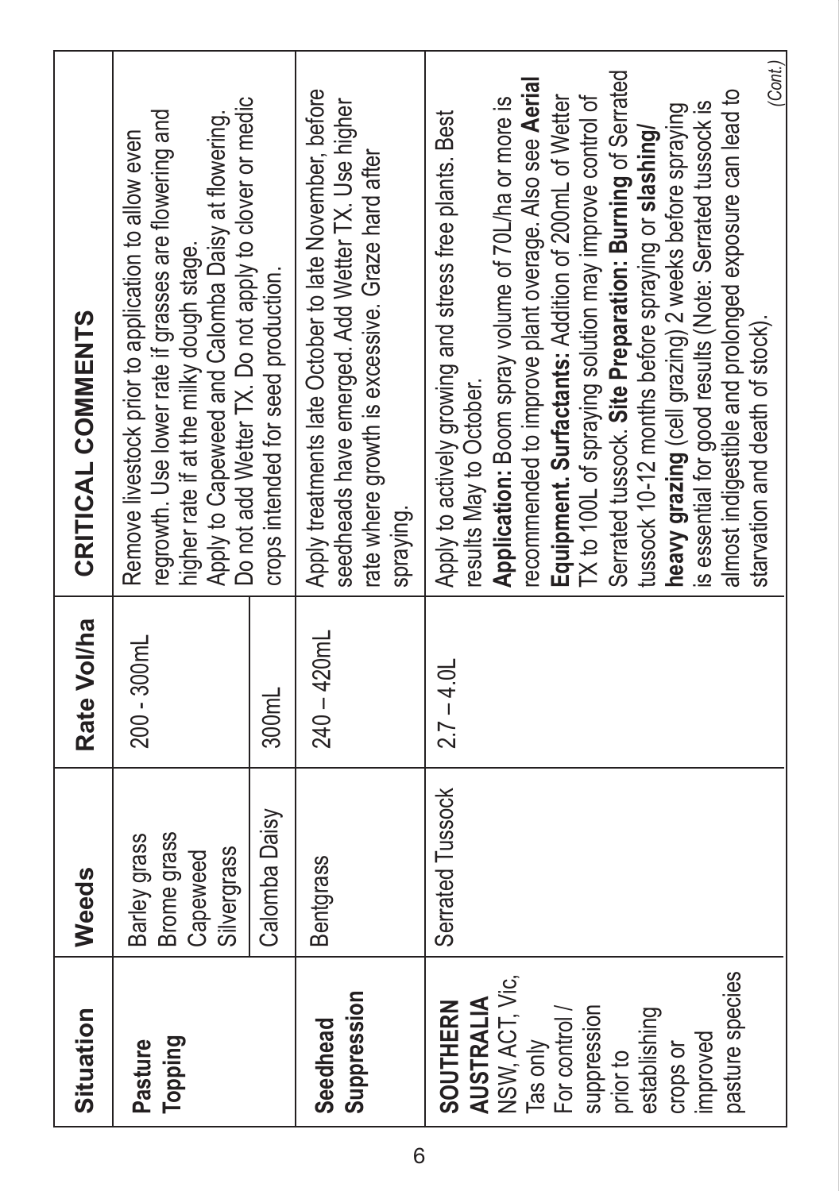| Situation | Weeds | Rate Vol/ha | CRITICAL COMMENTS |
|---|---|---|---|
| **Pasture Topping** | Barley grass<br>Brome grass<br>Capeweed<br>Silvergrass | 200 - 300mL | Remove livestock prior to application to allow even regrowth. Use lower rate if grasses are flowering and higher rate if at the milky dough stage.<br>Apply to Capeweed and Calomba Daisy at flowering. Do not add Wetter TX. Do not apply to clover or medic crops intended for seed production. |
| | Calomba Daisy | 300mL | |
| **Seedhead Suppression** | Bentgrass | 240 – 420mL | Apply treatments late October to late November, before seedheads have emerged. Add Wetter TX. Use higher rate where growth is excessive. Graze hard after spraying. |
| **SOUTHERN AUSTRALIA** NSW, ACT, Vic, Tas only For control / suppression prior to establishing crops or improved pasture species | Serrated Tussock | 2.7 – 4.0L | Apply to actively growing and stress free plants. Best results May to October.<br>**Application:** Boom spray volume of 70L/ha or more is recommended to improve plant overage. Also see **Aerial Equipment. Surfactants:** Addition of 200mL of Wetter TX to 100L of spraying solution may improve control of Serrated tussock. **Site Preparation: Burning** of Serrated tussock 10-12 months before spraying or **slashing/ heavy grazing** (cell grazing) 2 weeks before spraying is essential for good results (Note: Serrated tussock is almost indigestible and prolonged exposure can lead to starvation and death of stock).<br>*(Cont.)* |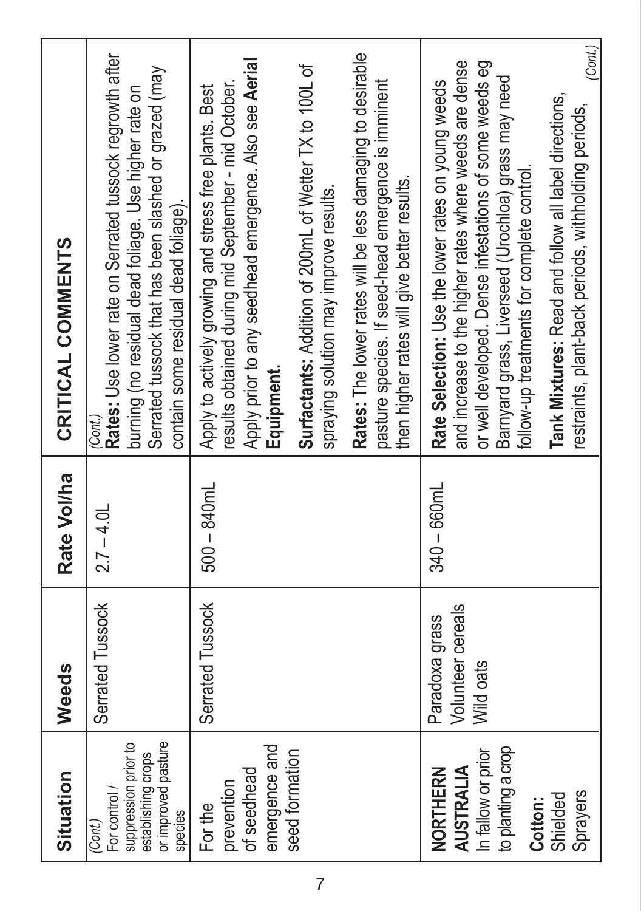| Situation | Weeds | Rate Vol/ha | CRITICAL COMMENTS |
|---|---|---|---|
| *(Cont.)* For control / suppression prior to establishing crops or improved pasture species | Serrated Tussock | 2.7 – 4.0L | *(Cont.)* **Rates:** Use lower rate on Serrated tussock regrowth after burning (no residual dead foliage. Use higher rate on Serrated tussock that has been slashed or grazed (may contain some residual dead foliage). |
| For the prevention of seedhead emergence and seed formation | Serrated Tussock | 500 – 840mL | Apply to actively growing and stress free plants. Best results obtained during mid September - mid October. Apply prior to any seedhead emergence. Also see **Aerial Equipment.** **Surfactants:** Addition of 200mL of Wetter TX to 100L of spraying solution may improve results. **Rates:** The lower rates will be less damaging to desirable pasture species. If seed-head emergence is imminent then higher rates will give better results. |
| **NORTHERN AUSTRALIA** In fallow or prior to planting a crop **Cotton:** Shielded Sprayers | Paradoxa grass Volunteer cereals Wild oats | 340 – 660mL | **Rate Selection:** Use the lower rates on young weeds and increase to the higher rates where weeds are dense or well developed. Dense infestations of some weeds eg Barnyard grass, Liverseed (Urochloa) grass may need follow-up treatments for complete control. **Tank Mixtures:** Read and follow all label directions, restraints, plant-back periods, witholding periods, *(Cont.)* |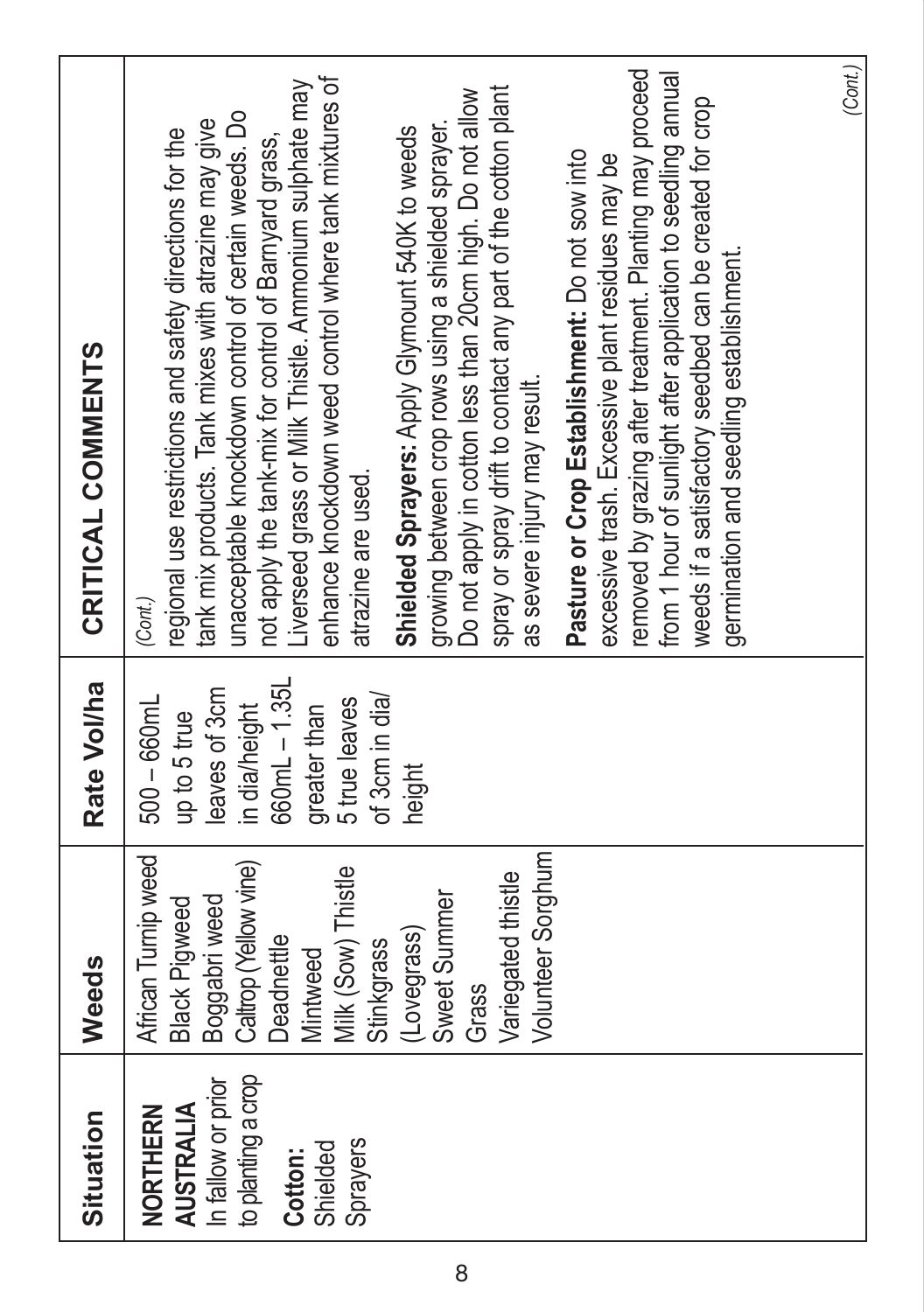| Situation | Weeds | Rate Vol/ha | CRITICAL COMMENTS |
|---|---|---|---|
| **NORTHERN AUSTRALIA** In fallow or prior to planting a crop **Cotton:** Shielded Sprayers | African Turnip weed Black Pigweed Boggabri weed Caltrop (Yellow vine) Deadnettle Mintweed Milk (Sow) Thistle Stinkgrass (Lovegrass) Sweet Summer Grass Variegated thistle Volunteer Sorghum | 500 – 660mL up to 5 true leaves of 3cm in dia/height 660mL – 1.35L greater than 5 true leaves of 3cm in dia/ height | *(Cont.)* regional use restrictions and safety directions for the tank mix products. Tank mixes with atrazine may give unacceptable knockdown control of certain weeds. Do not apply the tank-mix for control of Barnyard grass, Liverseed grass or Milk Thistle. Ammonium sulphate may enhance knockdown weed control where tank mixtures of atrazine are used. **Shielded Sprayers:** Apply Glymount 540K to weeds growing between crop rows using a shielded sprayer. Do not apply in cotton less than 20cm high. Do not allow spray or spray drift to contact any part of the cotton plant as severe injury may result. **Pasture or Crop Establishment:** Do not sow into excessive trash. Excessive plant residues may be removed by grazing after treatment. Planting may proceed from 1 hour of sunlight after application to seedling annual weeds if a satisfactory seedbed can be created for crop germination and seedling establishment. *(Cont.)* |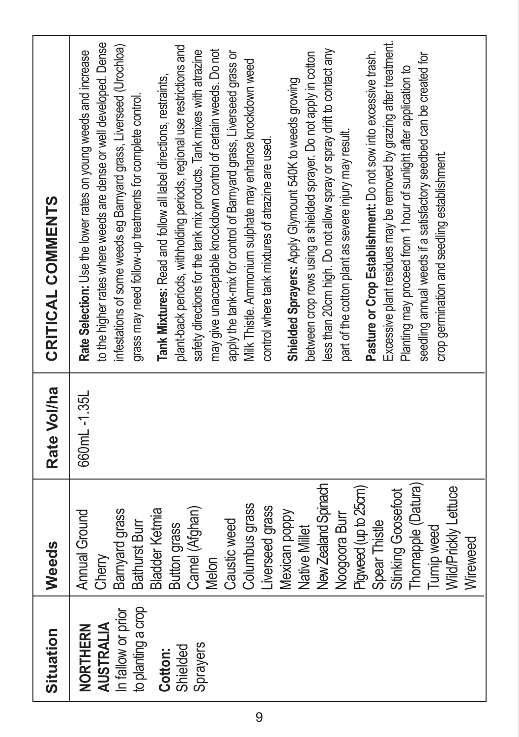| Situation | Weeds | Rate Vol/ha | CRITICAL COMMENTS |
|---|---|---|---|
| **NORTHERN AUSTRALIA** In fallow or prior to planting a crop<br><br>**Cotton:** Shielded Sprayers | Annual Ground Cherry<br>Barnyard grass<br>Bathurst Burr<br>Bladder Ketmia<br>Button grass<br>Camel (Afghan) Melon<br>Caustic weed<br>Columbus grass<br>Liverseed grass<br>Mexican poppy<br>Native Millet<br>New Zealand Spinach<br>Noogoora Burr<br>Pigweed (up to 25cm)<br>Spear Thistle<br>Stinking Goosefoot<br>Thornapple (Datura)<br>Turnip weed<br>Wild/Prickly Lettuce<br>Wireweed | 660mL -1.35L | **Rate Selection:** Use the lower rates on young weeds and increase to the higher rates where weeds are dense or well developed. Dense infestations of some weeds eg Barnyard grass, Liverseed (Urochloa) grass may need follow-up treatments for complete control.<br><br>**Tank Mixtures:** Read and follow all label directions, restraints, plant-back periods, withholding periods, regional use restrictions and safety directions for the tank mix products. Tank mixes with atrazine may give unacceptable knockdown control of certain weeds. Do not apply the tank-mix for control of Barnyard grass, Liverseed grass or Milk Thistle. Ammonium sulphate may enhance knockdown weed control where tank mixtures of atrazine are used.<br><br>**Shielded Sprayers:** Apply Glymount 540K to weeds growing between crop rows using a shielded sprayer. Do not apply in cotton less than 20cm high. Do not allow spray or spray drift to contact any part of the cotton plant as severe injury may result.<br><br>**Pasture or Crop Establishment:** Do not sow into excessive trash. Excessive plant residues may be removed by grazing after treatment. Planting may proceed from 1 hour of sunlight after application to seedling annual weeds if a satisfactory seedbed can be created for crop germination and seedling establishment. |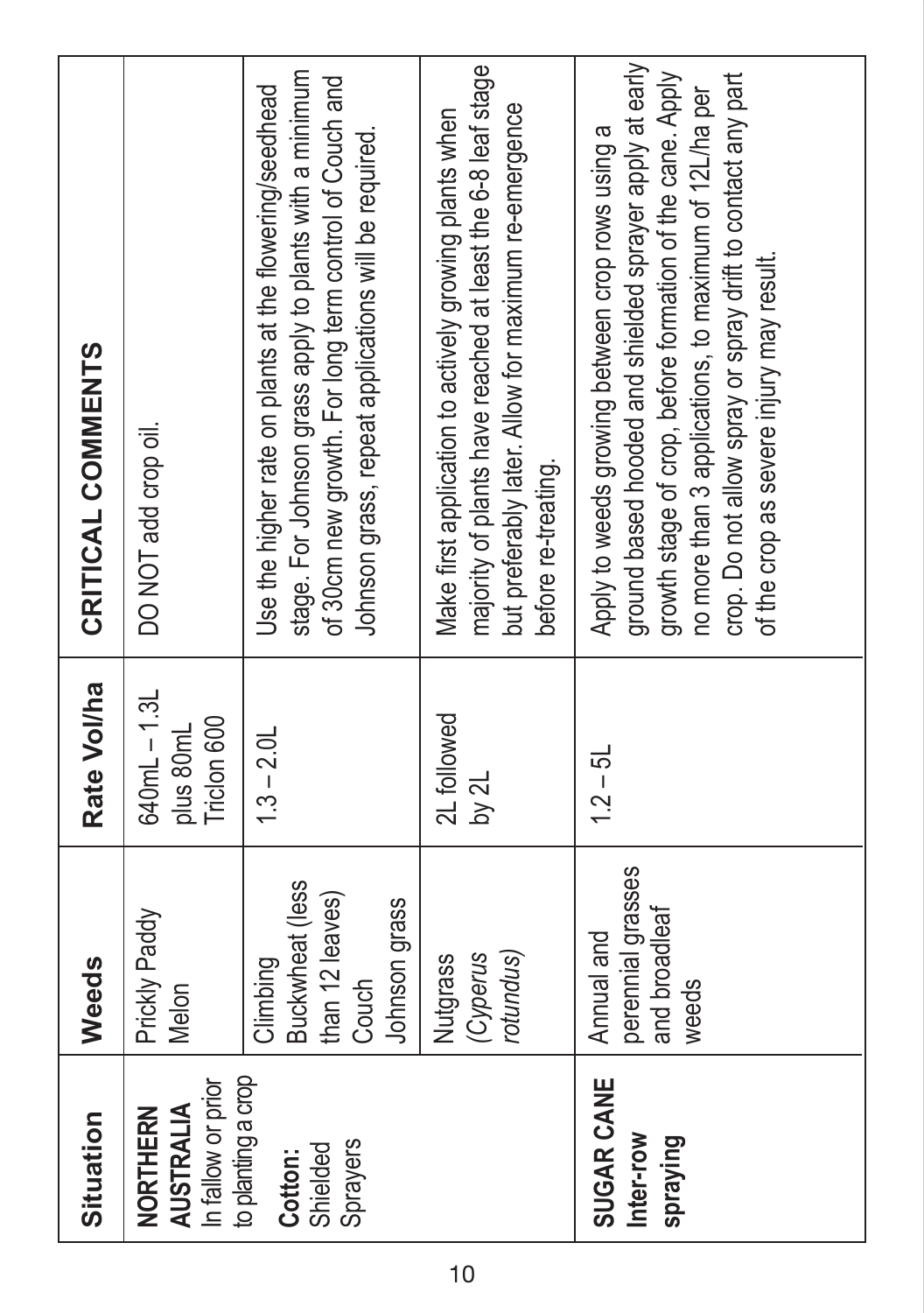| Situation | Weeds | Rate Vol/ha | CRITICAL COMMENTS |
|---|---|---|---|
| **NORTHERN AUSTRALIA** In fallow or prior to planting a crop **Cotton:** Shielded Sprayers | Prickly Paddy Melon | 640mL – 1.3L plus 80mL Triclon 600 | DO NOT add crop oil. |
| | Climbing Buckwheat (less than 12 leaves) Couch Johnson grass | 1.3 – 2.0L | Use the higher rate on plants at the flowering/seedhead stage. For Johnson grass apply to plants with a minimum of 30cm new growth. For long term control of Couch and Johnson grass, repeat applications will be required. |
| | Nutgrass (*Cyperus rotundus*) | 2L followed by 2L | Make first application to actively growing plants when majority of plants have reached at least the 6-8 leaf stage but preferably later. Allow for maximum re-emergence before re-treating. |
| **SUGAR CANE Inter-row spraying** | Annual and perennial grasses and broadleaf weeds | 1.2 – 5L | Apply to weeds growing between crop rows using a ground based hooded and shielded sprayer apply at early growth stage of crop, before formation of the cane. Apply no more than 3 applications, to maximum of 12L/ha per crop. Do not allow spray or spray drift to contact any part of the crop as severe injury may result. |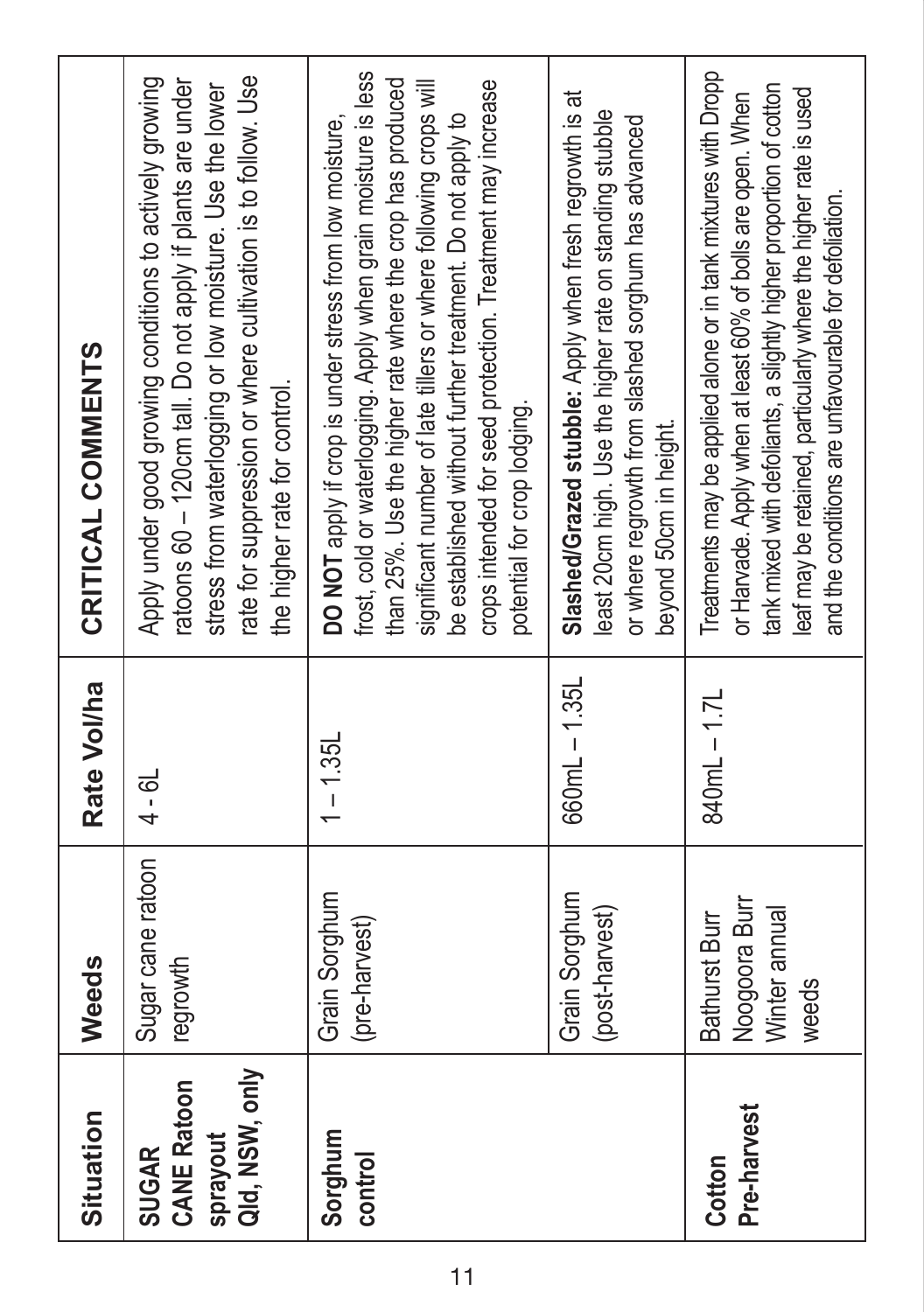| Situation | Weeds | Rate Vol/ha | CRITICAL COMMENTS |
|---|---|---|---|
| **SUGAR CANE Ratoon sprayout Qld, NSW, only** | Sugar cane ratoon regrowth | 4 - 6L | Apply under good growing conditions to actively growing ratoons 60 – 120cm tall. Do not apply if plants are under stress from waterlogging or low moisture. Use the lower rate for suppression or where cultivation is to follow. Use the higher rate for control. |
| **Sorghum control** | Grain Sorghum (pre-harvest) | 1 – 1.35L | **DO NOT** apply if crop is under stress from low moisture, frost, cold or waterlogging. Apply when grain moisture is less than 25%. Use the higher rate where the crop has produced significant number of late tillers or where following crops will be established without further treatment. Do not apply to crops intended for seed protection. Treatment may increase potential for crop lodging. |
| | Grain Sorghum (post-harvest) | 660mL – 1.35L | **Slashed/Grazed stubble:** Apply when fresh regrowth is at least 20cm high. Use the higher rate on standing stubble or where regrowth from slashed sorghum has advanced beyond 50cm in height. |
| **Cotton Pre-harvest** | Bathurst Burr<br>Noogoora Burr<br>Winter annual weeds | 840mL – 1.7L | Treatments may be applied alone or in tank mixtures with Dropp or Harvade. Apply when at least 60% of bolls are open. When tank mixed with defoliants, a slightly higher proportion of cotton leaf may be retained, particularly where the higher rate is used and the conditions are unfavourable for defoliation. |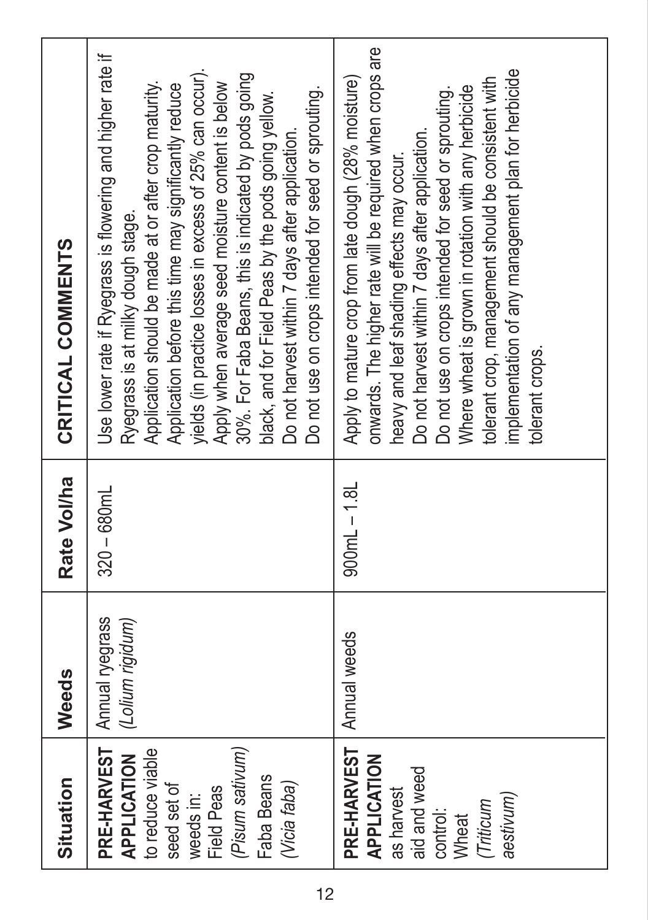| Situation | Weeds | Rate Vol/ha | CRITICAL COMMENTS |
|---|---|---|---|
| **PRE-HARVEST APPLICATION** to reduce viable seed set of weeds in: Field Peas (*Pisum sativum*) Faba Beans (*Vicia faba*) | Annual ryegrass (*Lolium rigidum*) | 320 – 680mL | Use lower rate if Ryegrass is flowering and higher rate if Ryegrass is at milky dough stage. Application should be made at or after crop maturity. Application before this time may significantly reduce yields (in practice losses in excess of 25% can occur). Apply when average seed moisture content is below 30%. For Faba Beans, this is indicated by pods going black, and for Field Peas by the pods going yellow. Do not harvest within 7 days after application. Do not use on crops intended for seed or sprouting. |
| **PRE-HARVEST APPLICATION** as harvest aid and weed control: Wheat (*Triticum aestivum*) | Annual weeds | 900mL – 1.8L | Apply to mature crop from late dough (28% moisture) onwards. The higher rate will be required when crops are heavy and leaf shading effects may occur. Do not harvest within 7 days after application. Do not use on crops intended for seed or sprouting. Where wheat is grown in rotation with any herbicide tolerant crop, management should be consistent with implementation of any management plan for herbicide tolerant crops. |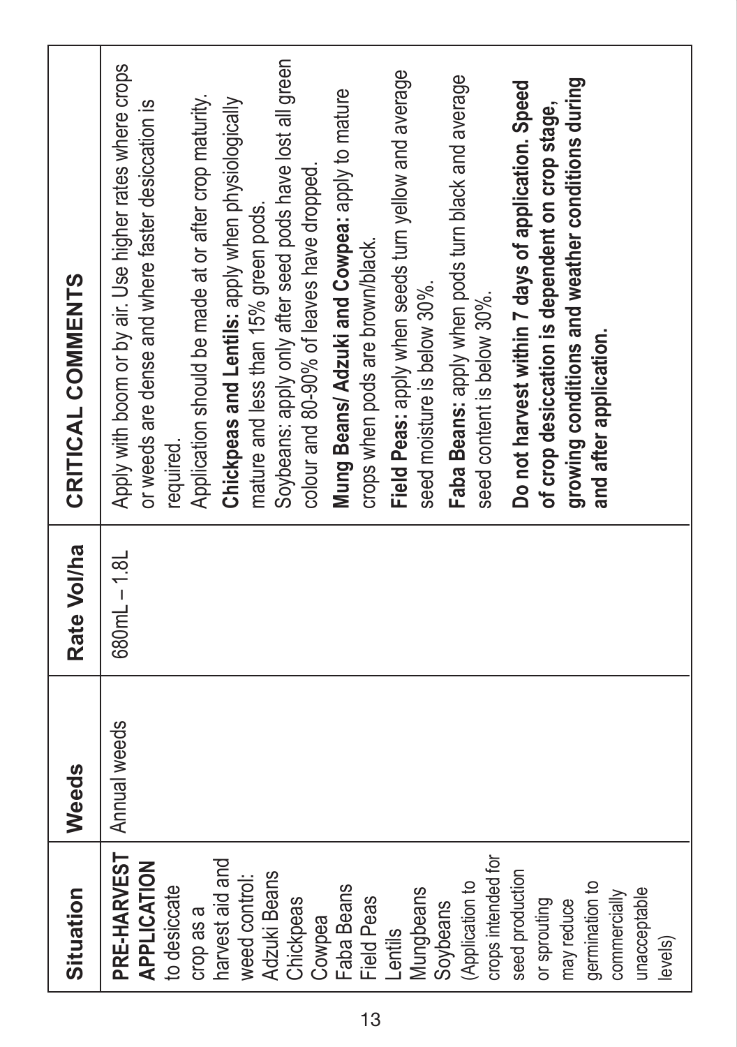| Situation | Weeds | Rate Vol/ha | CRITICAL COMMENTS |
|---|---|---|---|
| **PRE-HARVEST APPLICATION** to desiccate crop as a harvest aid and weed control:<br>Adzuki Beans<br>Chickpeas<br>Cowpea<br>Faba Beans<br>Field Peas<br>Lentils<br>Mungbeans<br>Soybeans<br>(Application to crops intended for seed production or sprouting may reduce germination to commercially unacceptable levels) | Annual weeds | 680mL – 1.8L | Apply with boom or by air. Use higher rates where crops or weeds are dense and where faster desiccation is required.<br>Application should be made at or after crop maturity.<br>**Chickpeas and Lentils:** apply when physiologically mature and less than 15% green pods.<br>Soybeans: apply only after seed pods have lost all green colour and 80-90% of leaves have dropped.<br>**Mung Beans/ Adzuki and Cowpea:** apply to mature crops when pods are brown/black.<br>**Field Peas:** apply when seeds turn yellow and average seed moisture is below 30%.<br>**Faba Beans:** apply when pods turn black and average seed content is below 30%.<br>**Do not harvest within 7 days of application. Speed of crop desiccation is dependent on crop stage, growing conditions and weather conditions during and after application.** |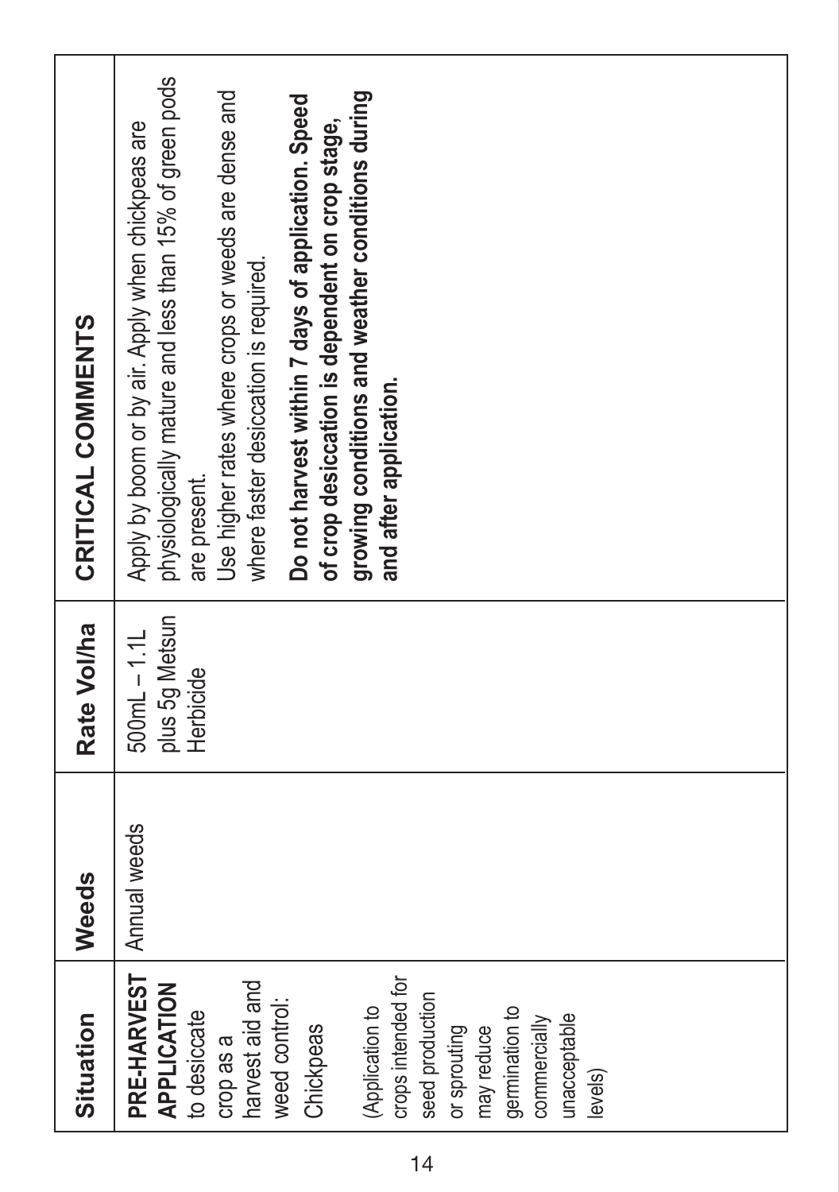| Situation | Weeds | Rate Vol/ha | CRITICAL COMMENTS |
|---|---|---|---|
| **PRE-HARVEST APPLICATION** to desiccate crop as a harvest aid and weed control: Chickpeas<br><br>(Application to crops intended for seed production or sprouting may reduce germination to commercially unacceptable levels) | Annual weeds | 500mL – 1.1L plus 5g Metsun Herbicide | Apply by boom or by air. Apply when chickpeas are physiologically mature and less than 15% of green pods are present.<br>Use higher rates where crops or weeds are dense and where faster desiccation is required.<br>**Do not harvest within 7 days of application. Speed of crop desiccation is dependent on crop stage, growing conditions and weather conditions during and after application.** |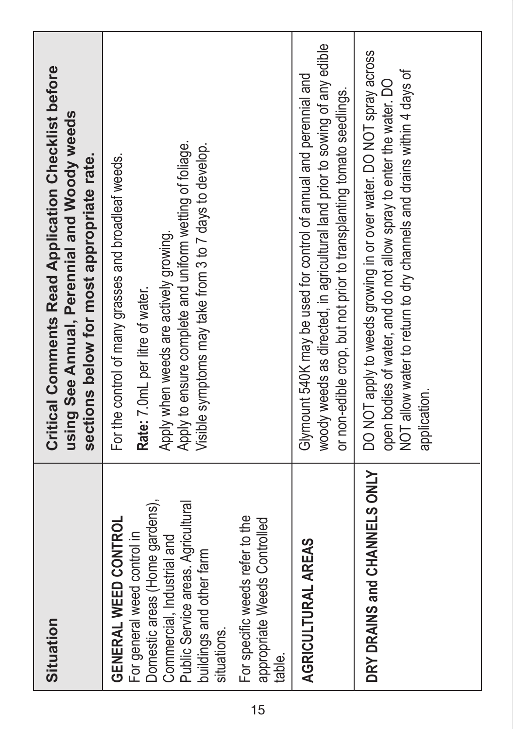| Situation | Critical Comments Read Application Checklist before using See Annual, Perennial and Woody weeds sections below for most appropriate rate. |
|---|---|
| **GENERAL WEED CONTROL** For general weed control in Domestic areas (Home gardens), Commercial, Industrial and Public Service areas. Agricultural buildings and other farm situations.<br><br>For specific weeds refer to the appropriate Weeds Controlled table. | For the control of many grasses and broadleaf weeds.<br><br>**Rate:** 7.0mL per litre of water.<br><br>Apply when weeds are actively growing.<br>Apply to ensure complete and uniform wetting of foliage.<br>Visible symptoms may take from 3 to 7 days to develop. |
| **AGRICULTURAL AREAS** | Glymount 540K may be used for control of annual and perennial and woody weeds as directed, in agricultural land prior to sowing of any edible or non-edible crop, but not prior to transplanting tomato seedlings. |
| **DRY DRAINS and CHANNELS ONLY** | DO NOT apply to weeds growing in or over water. DO NOT spray across open bodies of water, and do not allow spray to enter the water. DO NOT allow water to return to dry channels and drains within 4 days of application. |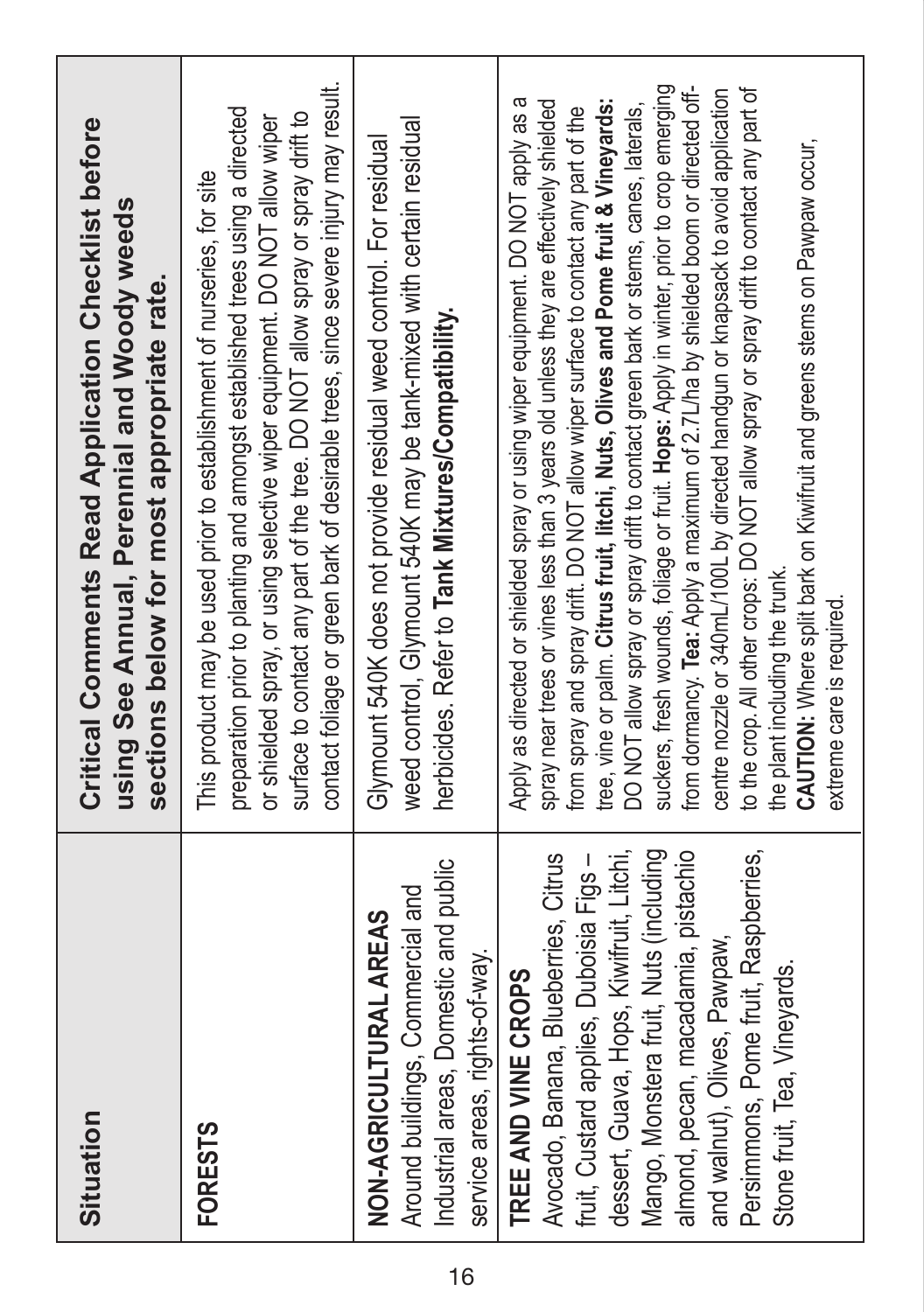| Situation | Critical Comments Read Application Checklist before using See Annual, Perennial and Woody weeds sections below for most appropriate rate. |
|---|---|
| **FORESTS** | This product may be used prior to establishment of nurseries, for site preparation prior to planting and amongst established trees using a directed or shielded spray, or using selective wiper equipment. DO NOT allow wiper surface to contact any part of the tree. DO NOT allow spray or spray drift to contact foliage or green bark of desirable trees, since severe injury may result. |
| **NON-AGRICULTURAL AREAS** Around buildings, Commercial and Industrial areas, Domestic and public service areas, rights-of-way. | Glymount 540K does not provide residual weed control. For residual weed control, Glymount 540K may be tank-mixed with certain residual herbicides. Refer to **Tank Mixtures/Compatibility.** |
| **TREE AND VINE CROPS** Avocado, Banana, Blueberries, Citrus fruit, Custard apples, Duboisia Figs – dessert, Guava, Hops, Kiwifruit, Litchi, Mango, Monstera fruit, Nuts (including almond, pecan, macadamia, pistachio and walnut), Olives, Pawpaw, Persimmons, Pome fruit, Raspberries, Stone fruit, Tea, Vineyards. | Apply as directed or shielded spray or using wiper equipment. DO NOT apply as a spray near trees or vines less than 3 years old unless they are effectively shielded from spray and spray drift. DO NOT allow wiper surface to contact any part of the tree, vine or palm. **Citrus fruit, litchi, Nuts, Olives and Pome fruit & Vineyards:** DO NOT allow spray or spray drift to contact green bark or stems, canes, laterals, suckers, fresh wounds, foliage or fruit. **Hops:** Apply in winter, prior to crop emerging from dormancy. **Tea:** Apply a maximum of 2.7L/ha by shielded boom or directed off-centre nozzle or 340mL/100L by directed handgun or knapsack to avoid application to the crop. All other crops: DO NOT allow spray or spray drift to contact any part of the plant including the trunk. **CAUTION:** Where split bark on Kiwifruit and greens stems on Pawpaw occur, extreme care is required. |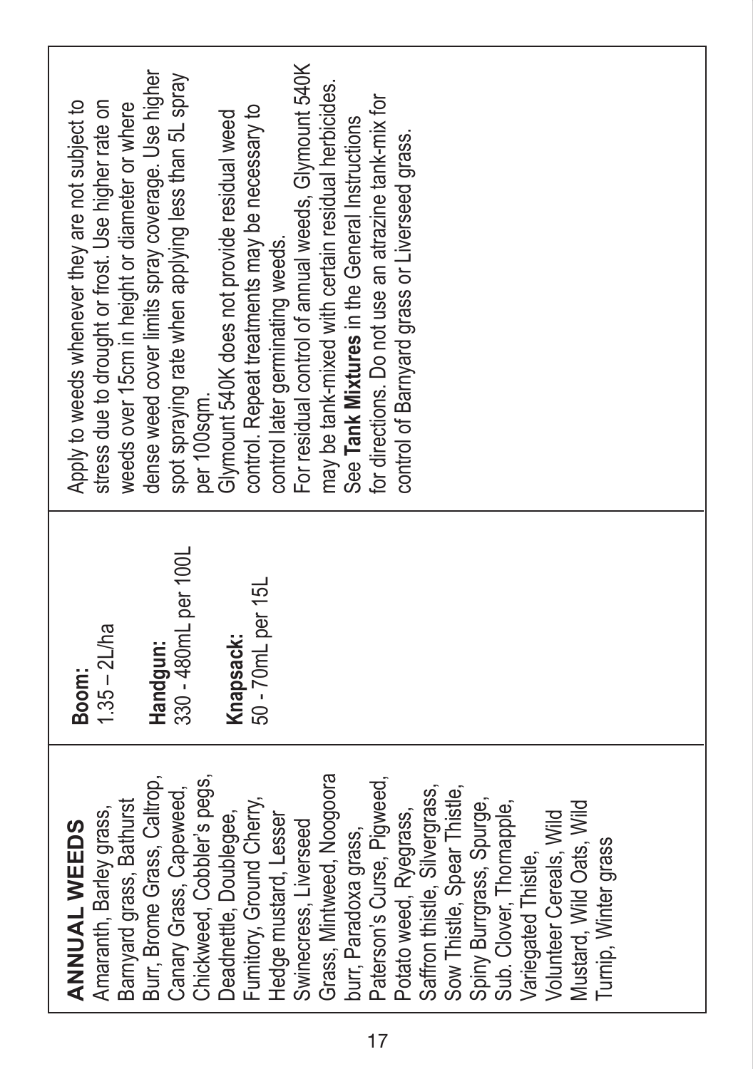| ANNUAL WEEDS | | |
| --- | --- | --- |
| Amaranth, Barley grass, Barnyard grass, Bathurst Burr, Brome Grass, Caltrop, Canary Grass, Capeweed, Chickweed, Cobbler's pegs, Deadnettle, Doublegee, Fumitory, Ground Cherry, Hedge mustard, Lesser Swinecress, Liverseed Grass, Mintweed, Noogoora burr, Paradoxa grass, Paterson's Curse, Pigweed, Potato weed, Ryegrass, Saffron thistle, Silvergrass, Sow Thistle, Spear Thistle, Spiny Burrgrass, Spurge, Sub. Clover, Thornapple, Variegated Thistle, Volunteer Cereals, Wild Mustard, Wild Oats, Wild Turnip, Winter grass | **Boom:** 1.35 – 2L/ha<br><br>**Handgun:** 330 - 480mL per 100L<br><br>**Knapsack:** 50 - 70mL per 15L | Apply to weeds whenever they are not subject to stress due to drought or frost. Use higher rate on weeds over 15cm in height or diameter or where dense weed cover limits spray coverage. Use higher spot spraying rate when applying less than 5L spray per 100sqm.<br>Glymount 540K does not provide residual weed control. Repeat treatments may be necessary to control later germinating weeds.<br>For residual control of annual weeds, Glymount 540K may be tank-mixed with certain residual herbicides. See **Tank Mixtures** in the General Instructions for directions. Do not use an atrazine tank-mix for control of Barnyard grass or Liverseed grass. |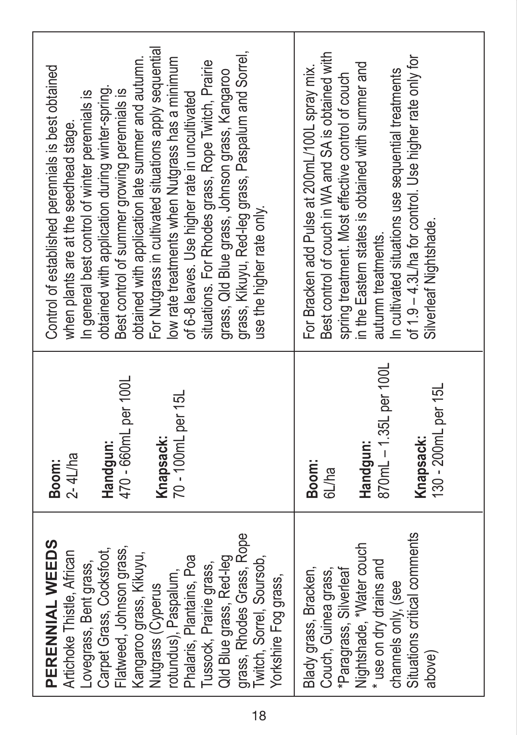| | | |
|---|---|---|
| **PERENNIAL WEEDS** Artichoke Thistle, African Lovegrass, Bent grass, Carpet Grass, Cocksfoot, Flatweed, Johnson grass, Kangaroo grass, Kikuyu, Nutgrass (Cyperus rotundus), Paspalum, Phalaris, Plantains, Poa Tussock, Prairie grass, Qld Blue grass, Red-leg grass, Rhodes Grass, Rope Twitch, Sorrel, Soursob, Yorkshire Fog grass, | **Boom:** 2- 4L/ha<br><br>**Handgun:** 470 - 660mL per 100L<br><br>**Knapsack:** 70 - 100mL per 15L | Control of established perennials is best obtained when plants are at the seedhead stage.<br>In general best control of winter perennials is obtained with application during winter-spring. Best control of summer growing perennials is obtained with application late summer and autumn. For Nutgrass in cultivated situations apply sequential low rate treatments when Nutgrass has a minimum of 6-8 leaves. Use higher rate in uncultivated situations. For Rhodes grass, Rope Twitch, Prairie grass, Qld Blue grass, Johnson grass, Kangaroo grass, Kikuyu, Red-leg grass, Paspalum and Sorrel, use the higher rate only. |
| Blady grass, Bracken, Couch, Guinea grass, *Paragrass, Silverleaf Nightshade, *Water couch<br>* use on dry drains and channels only, (see Situations critical comments above) | **Boom:** 6L/ha<br><br>**Handgun:** 870mL – 1.35L per 100L<br><br>**Knapsack:** 130 - 200mL per 15L | For Bracken add Pulse at 200mL/100L spray mix. Best control of couch in WA and SA is obtained with spring treatment. Most effective control of couch in the Eastern states is obtained with summer and autumn treatments.<br>In cultivated situations use sequential treatments of 1.9 – 4.3L/ha for control. Use higher rate only for Silverleaf Nightshade. |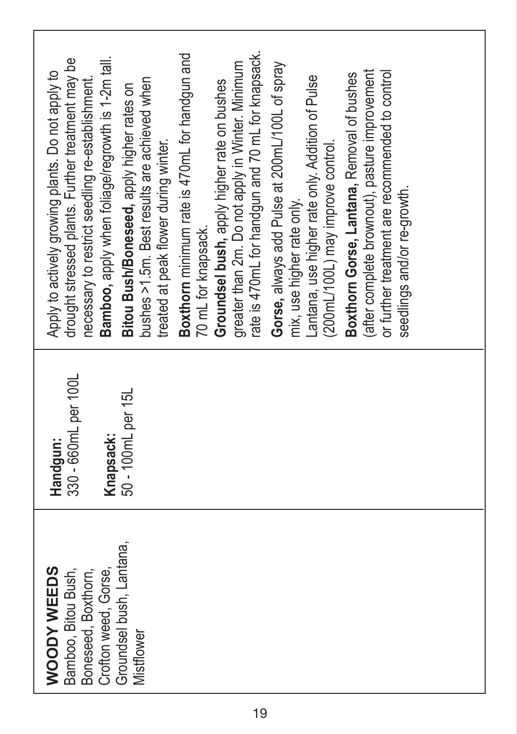| | | |
|---|---|---|
| **WOODY WEEDS** Bamboo, Bitou Bush, Boneseed, Boxthorn, Crofton weed, Gorse, Groundsel bush, Lantana, Mistflower | **Handgun:** 330 - 660mL per 100L<br><br>**Knapsack:** 50 - 100mL per 15L | Apply to actively growing plants. Do not apply to drought stressed plants. Further treatment may be necessary to restrict seedling re-establishment.<br>**Bamboo,** apply when foliage/regrowth is 1-2m tall.<br>**Bitou Bush/Boneseed,** apply higher rates on bushes >1.5m. Best results are achieved when treated at peak flower during winter.<br>**Boxthorn** minimum rate is 470mL for handgun and 70 mL for knapsack.<br>**Groundsel bush,** apply higher rate on bushes greater than 2m. Do not apply in Winter. Minimum rate is 470mL for handgun and 70 mL for knapsack.<br>**Gorse,** always add Pulse at 200mL/100L of spray mix, use higher rate only.<br>Lantana, use higher rate only. Addition of Pulse (200mL/100L) may improve control.<br>**Boxthorn Gorse, Lantana,** Removal of bushes (after complete brownout), pasture improvement or further treatment are recommended to control seedlings and/or re-growth. |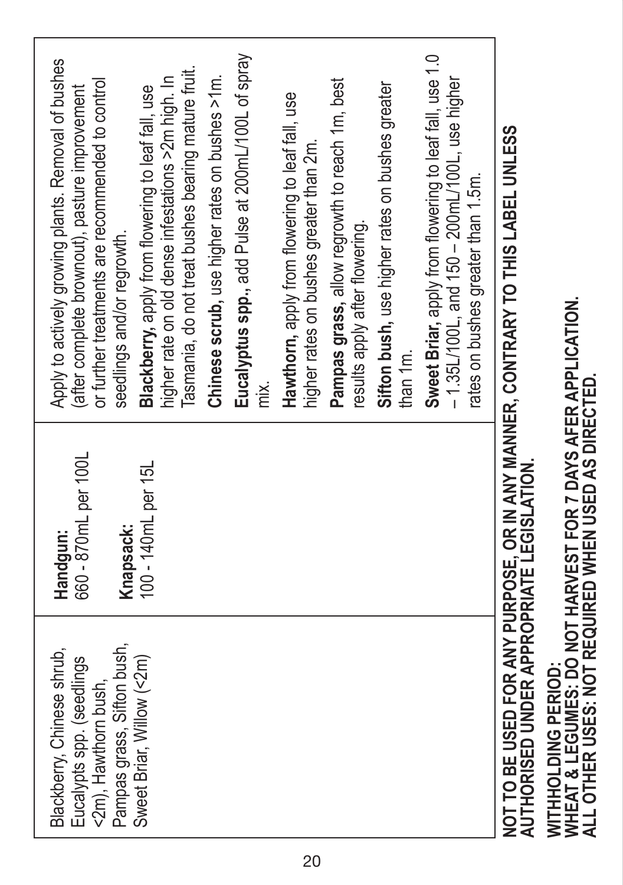| | | |
|---|---|---|
| Blackberry, Chinese shrub, Eucalypts spp. (seedlings <2m), Hawthorn bush, Pampas grass, Sifton bush, Sweet Briar, Willow (<2m) | **Handgun:** 660 - 870mL per 100L<br><br>**Knapsack:** 100 - 140mL per 15L | Apply to actively growing plants. Removal of bushes (after complete brownout), pasture improvement or further treatments are recommended to control seedlings and/or regrowth.<br><br>**Blackberry,** apply from flowering to leaf fall, use higher rate on old dense infestations >2m high. In Tasmania, do not treat bushes bearing mature fruit.<br><br>**Chinese scrub,** use higher rates on bushes >1m.<br><br>**Eucalyptus spp.,** add Pulse at 200mL/100L of spray mix.<br><br>**Hawthorn,** apply from flowering to leaf fall, use higher rates on bushes greater than 2m.<br><br>**Pampas grass,** allow regrowth to reach 1m, best results apply after flowering.<br><br>**Sifton bush,** use higher rates on bushes greater than 1m.<br><br>**Sweet Briar,** apply from flowering to leaf fall, use 1.0 – 1.35L/100L, and 150 – 200mL/100L, use higher rates on bushes greater than 1.5m. |

**NOT TO BE USED FOR ANY PURPOSE, OR IN ANY MANNER, CONTRARY TO THIS LABEL UNLESS AUTHORISED UNDER APPROPRIATE LEGISLATION.**

**WITHHOLDING PERIOD:**
**WHEAT & LEGUMES: DO NOT HARVEST FOR 7 DAYS AFER APPLICATION.**
**ALL OTHER USES: NOT REQUIRED WHEN USED AS DIRECTED.**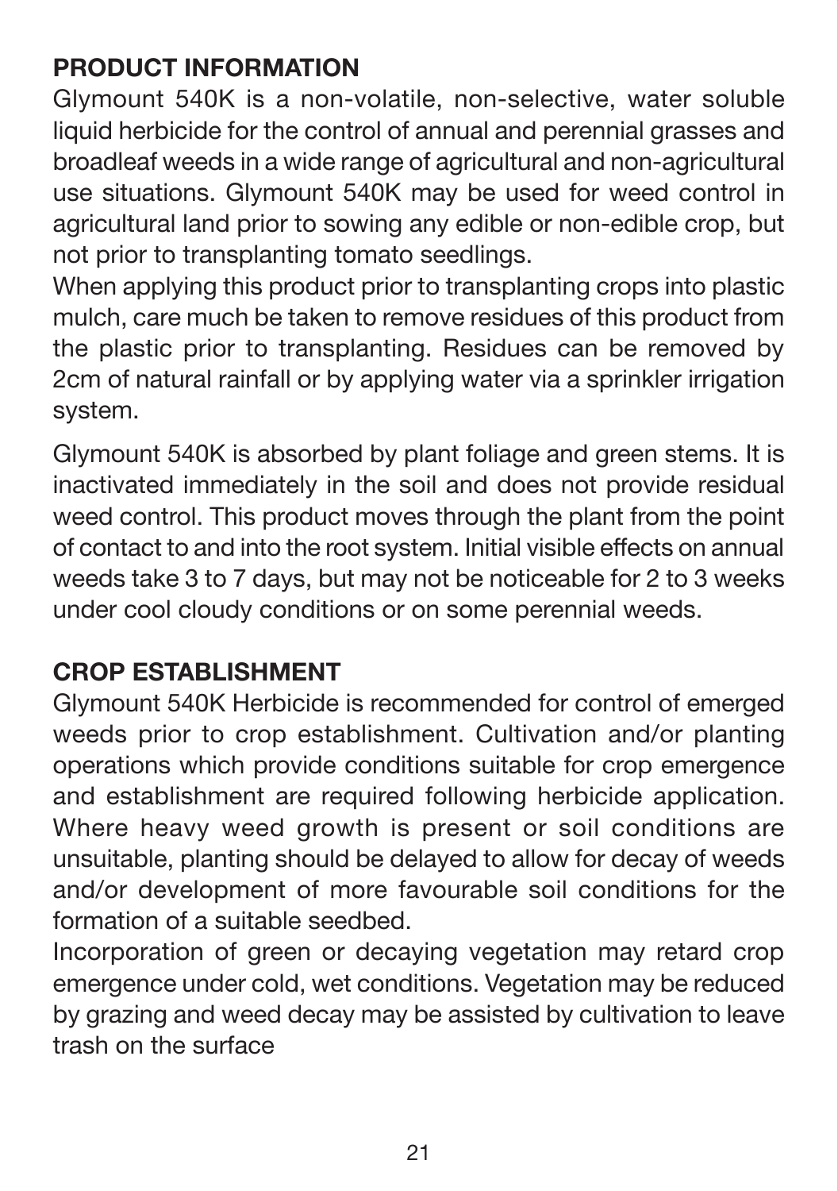## PRODUCT INFORMATION

Glymount 540K is a non-volatile, non-selective, water soluble liquid herbicide for the control of annual and perennial grasses and broadleaf weeds in a wide range of agricultural and non-agricultural use situations. Glymount 540K may be used for weed control in agricultural land prior to sowing any edible or non-edible crop, but not prior to transplanting tomato seedlings.

When applying this product prior to transplanting crops into plastic mulch, care much be taken to remove residues of this product from the plastic prior to transplanting. Residues can be removed by 2cm of natural rainfall or by applying water via a sprinkler irrigation system.

Glymount 540K is absorbed by plant foliage and green stems. It is inactivated immediately in the soil and does not provide residual weed control. This product moves through the plant from the point of contact to and into the root system. Initial visible effects on annual weeds take 3 to 7 days, but may not be noticeable for 2 to 3 weeks under cool cloudy conditions or on some perennial weeds.

## CROP ESTABLISHMENT

Glymount 540K Herbicide is recommended for control of emerged weeds prior to crop establishment. Cultivation and/or planting operations which provide conditions suitable for crop emergence and establishment are required following herbicide application. Where heavy weed growth is present or soil conditions are unsuitable, planting should be delayed to allow for decay of weeds and/or development of more favourable soil conditions for the formation of a suitable seedbed.

Incorporation of green or decaying vegetation may retard crop emergence under cold, wet conditions. Vegetation may be reduced by grazing and weed decay may be assisted by cultivation to leave trash on the surface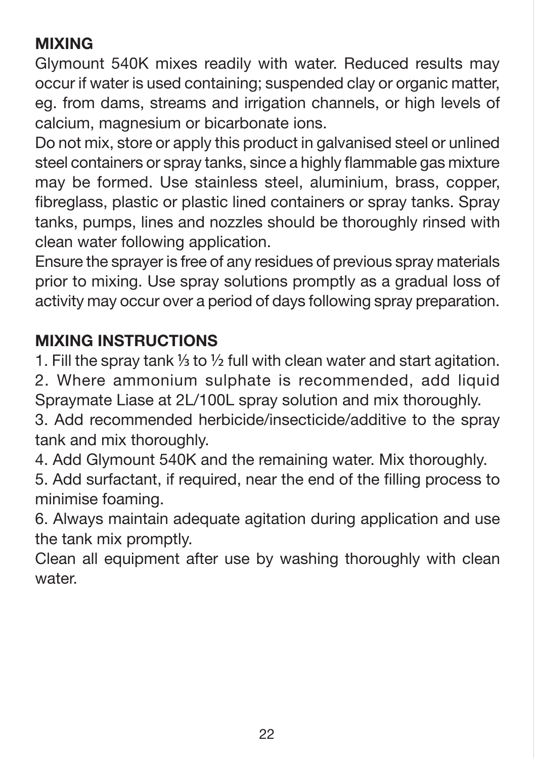## MIXING

Glymount 540K mixes readily with water. Reduced results may occur if water is used containing; suspended clay or organic matter, eg. from dams, streams and irrigation channels, or high levels of calcium, magnesium or bicarbonate ions.

Do not mix, store or apply this product in galvanised steel or unlined steel containers or spray tanks, since a highly flammable gas mixture may be formed. Use stainless steel, aluminium, brass, copper, fibreglass, plastic or plastic lined containers or spray tanks. Spray tanks, pumps, lines and nozzles should be thoroughly rinsed with clean water following application.

Ensure the sprayer is free of any residues of previous spray materials prior to mixing. Use spray solutions promptly as a gradual loss of activity may occur over a period of days following spray preparation.

## MIXING INSTRUCTIONS

1. Fill the spray tank ⅓ to ½ full with clean water and start agitation.
2. Where ammonium sulphate is recommended, add liquid Spraymate Liase at 2L/100L spray solution and mix thoroughly.
3. Add recommended herbicide/insecticide/additive to the spray tank and mix thoroughly.
4. Add Glymount 540K and the remaining water. Mix thoroughly.
5. Add surfactant, if required, near the end of the filling process to minimise foaming.
6. Always maintain adequate agitation during application and use the tank mix promptly.

Clean all equipment after use by washing thoroughly with clean water.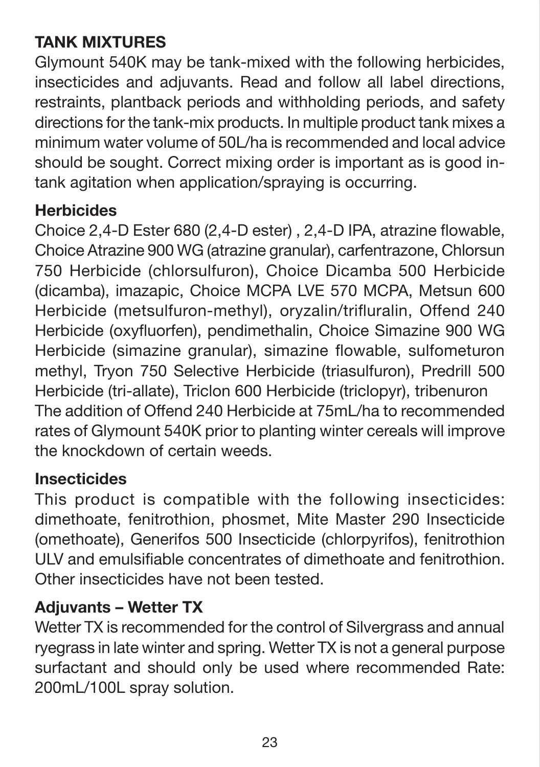## TANK MIXTURES

Glymount 540K may be tank-mixed with the following herbicides, insecticides and adjuvants. Read and follow all label directions, restraints, plantback periods and withholding periods, and safety directions for the tank-mix products. In multiple product tank mixes a minimum water volume of 50L/ha is recommended and local advice should be sought. Correct mixing order is important as is good in-tank agitation when application/spraying is occurring.

### Herbicides

Choice 2,4-D Ester 680 (2,4-D ester) , 2,4-D IPA, atrazine flowable, Choice Atrazine 900 WG (atrazine granular), carfentrazone, Chlorsun 750 Herbicide (chlorsulfuron), Choice Dicamba 500 Herbicide (dicamba), imazapic, Choice MCPA LVE 570 MCPA, Metsun 600 Herbicide (metsulfuron-methyl), oryzalin/trifluralin, Offend 240 Herbicide (oxyfluorfen), pendimethalin, Choice Simazine 900 WG Herbicide (simazine granular), simazine flowable, sulfometuron methyl, Tryon 750 Selective Herbicide (triasulfuron), Predrill 500 Herbicide (tri-allate), Triclon 600 Herbicide (triclopyr), tribenuron
The addition of Offend 240 Herbicide at 75mL/ha to recommended rates of Glymount 540K prior to planting winter cereals will improve the knockdown of certain weeds.

### Insecticides

This product is compatible with the following insecticides: dimethoate, fenitrothion, phosmet, Mite Master 290 Insecticide (omethoate), Generifos 500 Insecticide (chlorpyrifos), fenitrothion ULV and emulsifiable concentrates of dimethoate and fenitrothion. Other insecticides have not been tested.

### Adjuvants – Wetter TX

Wetter TX is recommended for the control of Silvergrass and annual ryegrass in late winter and spring. Wetter TX is not a general purpose surfactant and should only be used where recommended Rate: 200mL/100L spray solution.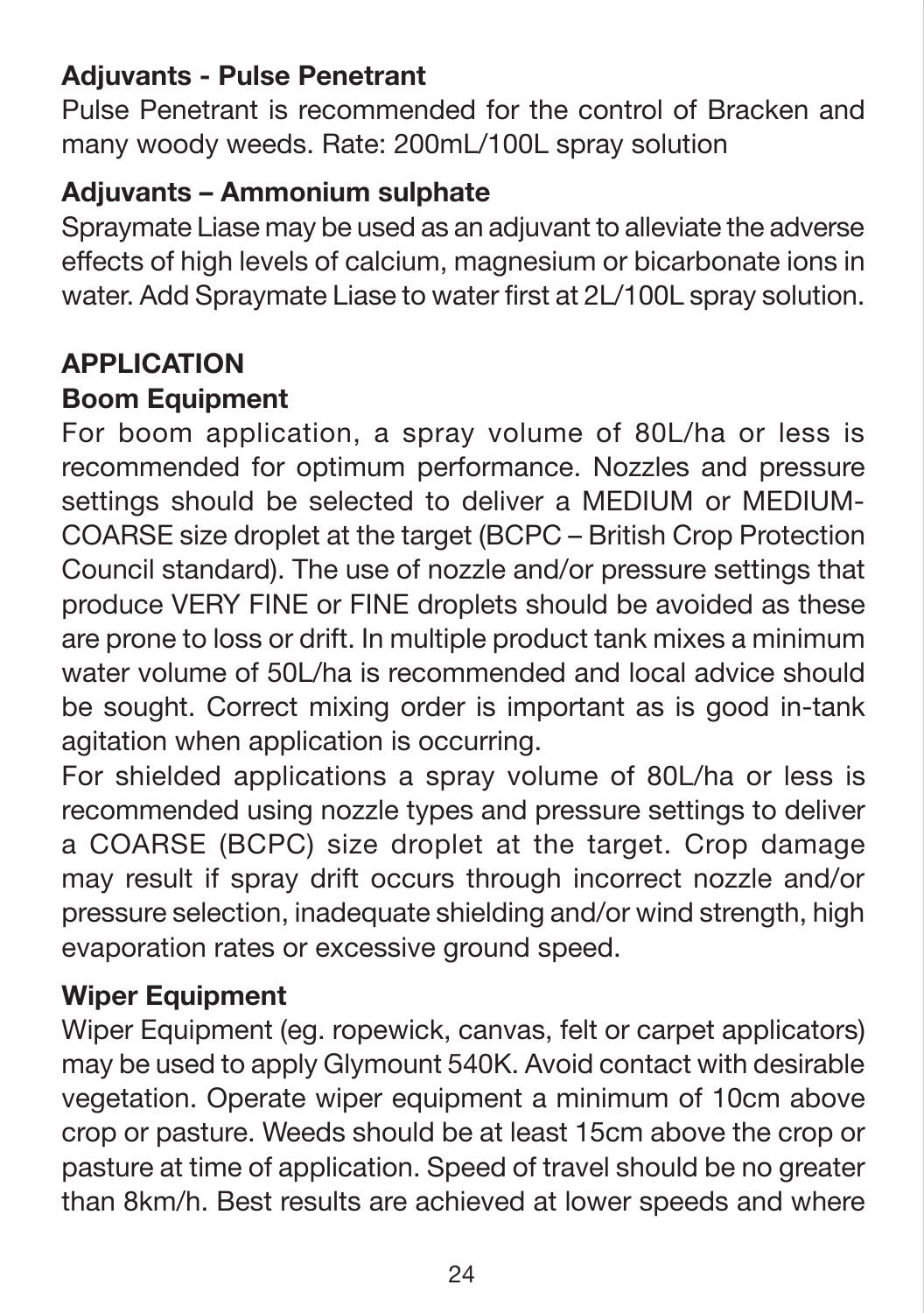**Adjuvants - Pulse Penetrant**

Pulse Penetrant is recommended for the control of Bracken and many woody weeds. Rate: 200mL/100L spray solution

**Adjuvants – Ammonium sulphate**

Spraymate Liase may be used as an adjuvant to alleviate the adverse effects of high levels of calcium, magnesium or bicarbonate ions in water. Add Spraymate Liase to water first at 2L/100L spray solution.

## APPLICATION

### Boom Equipment

For boom application, a spray volume of 80L/ha or less is recommended for optimum performance. Nozzles and pressure settings should be selected to deliver a MEDIUM or MEDIUM-COARSE size droplet at the target (BCPC – British Crop Protection Council standard). The use of nozzle and/or pressure settings that produce VERY FINE or FINE droplets should be avoided as these are prone to loss or drift. In multiple product tank mixes a minimum water volume of 50L/ha is recommended and local advice should be sought. Correct mixing order is important as is good in-tank agitation when application is occurring.

For shielded applications a spray volume of 80L/ha or less is recommended using nozzle types and pressure settings to deliver a COARSE (BCPC) size droplet at the target. Crop damage may result if spray drift occurs through incorrect nozzle and/or pressure selection, inadequate shielding and/or wind strength, high evaporation rates or excessive ground speed.

### Wiper Equipment

Wiper Equipment (eg. ropewick, canvas, felt or carpet applicators) may be used to apply Glymount 540K. Avoid contact with desirable vegetation. Operate wiper equipment a minimum of 10cm above crop or pasture. Weeds should be at least 15cm above the crop or pasture at time of application. Speed of travel should be no greater than 8km/h. Best results are achieved at lower speeds and where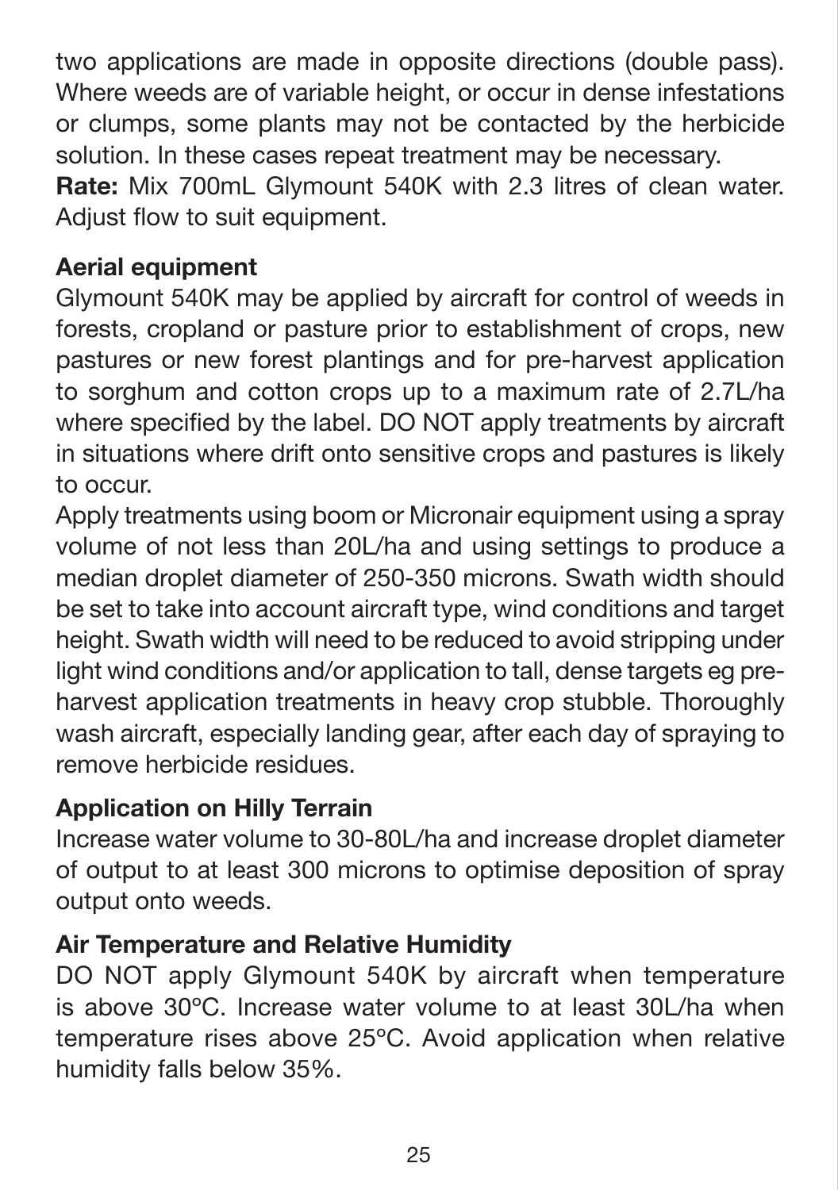two applications are made in opposite directions (double pass). Where weeds are of variable height, or occur in dense infestations or clumps, some plants may not be contacted by the herbicide solution. In these cases repeat treatment may be necessary.

**Rate:** Mix 700mL Glymount 540K with 2.3 litres of clean water. Adjust flow to suit equipment.

### Aerial equipment

Glymount 540K may be applied by aircraft for control of weeds in forests, cropland or pasture prior to establishment of crops, new pastures or new forest plantings and for pre-harvest application to sorghum and cotton crops up to a maximum rate of 2.7L/ha where specified by the label. DO NOT apply treatments by aircraft in situations where drift onto sensitive crops and pastures is likely to occur.

Apply treatments using boom or Micronair equipment using a spray volume of not less than 20L/ha and using settings to produce a median droplet diameter of 250-350 microns. Swath width should be set to take into account aircraft type, wind conditions and target height. Swath width will need to be reduced to avoid stripping under light wind conditions and/or application to tall, dense targets eg pre-harvest application treatments in heavy crop stubble. Thoroughly wash aircraft, especially landing gear, after each day of spraying to remove herbicide residues.

### Application on Hilly Terrain

Increase water volume to 30-80L/ha and increase droplet diameter of output to at least 300 microns to optimise deposition of spray output onto weeds.

### Air Temperature and Relative Humidity

DO NOT apply Glymount 540K by aircraft when temperature is above 30ºC. Increase water volume to at least 30L/ha when temperature rises above 25ºC. Avoid application when relative humidity falls below 35%.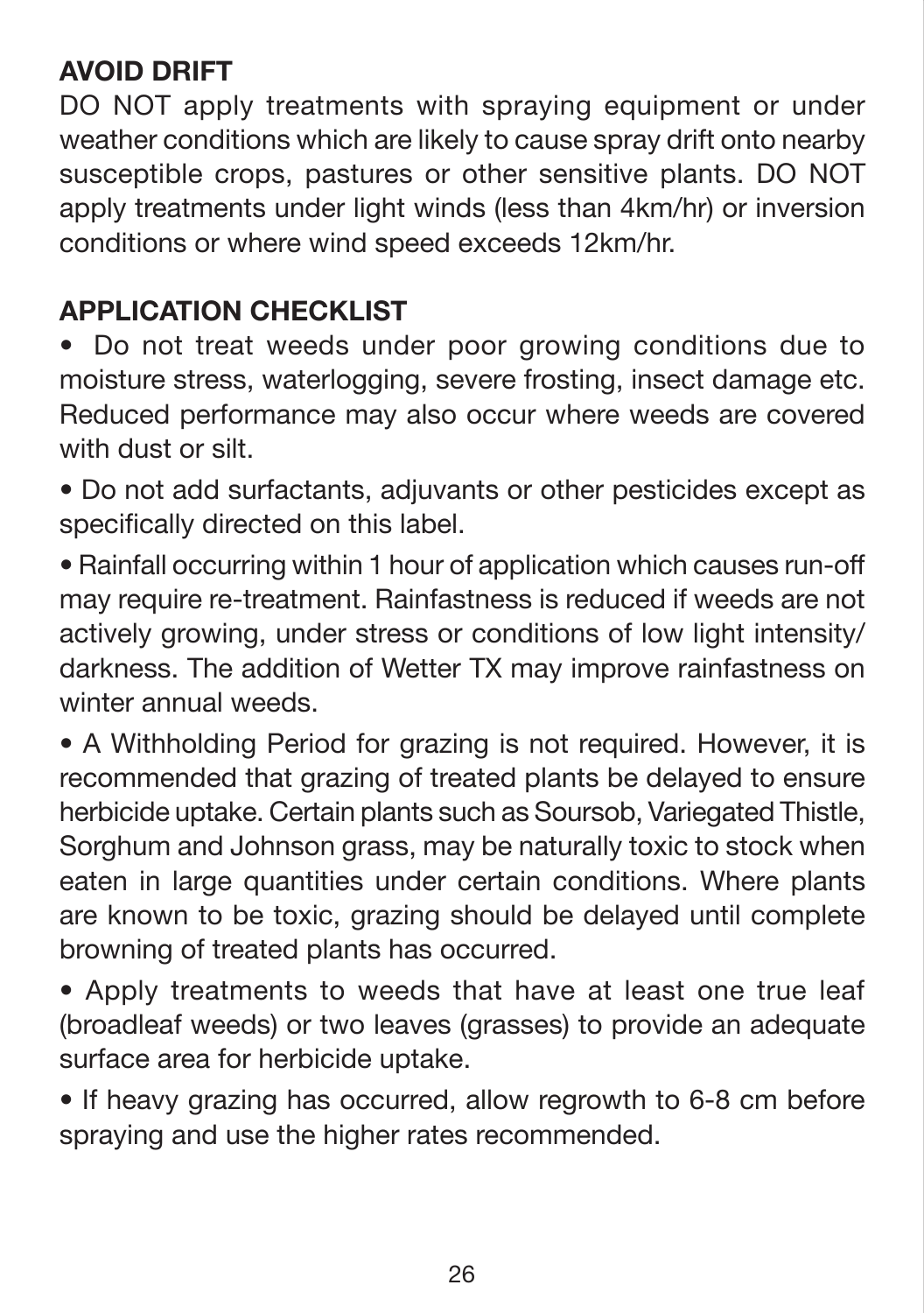**AVOID DRIFT**

DO NOT apply treatments with spraying equipment or under weather conditions which are likely to cause spray drift onto nearby susceptible crops, pastures or other sensitive plants. DO NOT apply treatments under light winds (less than 4km/hr) or inversion conditions or where wind speed exceeds 12km/hr.

**APPLICATION CHECKLIST**

- Do not treat weeds under poor growing conditions due to moisture stress, waterlogging, severe frosting, insect damage etc. Reduced performance may also occur where weeds are covered with dust or silt.
- Do not add surfactants, adjuvants or other pesticides except as specifically directed on this label.
- Rainfall occurring within 1 hour of application which causes run-off may require re-treatment. Rainfastness is reduced if weeds are not actively growing, under stress or conditions of low light intensity/ darkness. The addition of Wetter TX may improve rainfastness on winter annual weeds.
- A Withholding Period for grazing is not required. However, it is recommended that grazing of treated plants be delayed to ensure herbicide uptake. Certain plants such as Soursob, Variegated Thistle, Sorghum and Johnson grass, may be naturally toxic to stock when eaten in large quantities under certain conditions. Where plants are known to be toxic, grazing should be delayed until complete browning of treated plants has occurred.
- Apply treatments to weeds that have at least one true leaf (broadleaf weeds) or two leaves (grasses) to provide an adequate surface area for herbicide uptake.
- If heavy grazing has occurred, allow regrowth to 6-8 cm before spraying and use the higher rates recommended.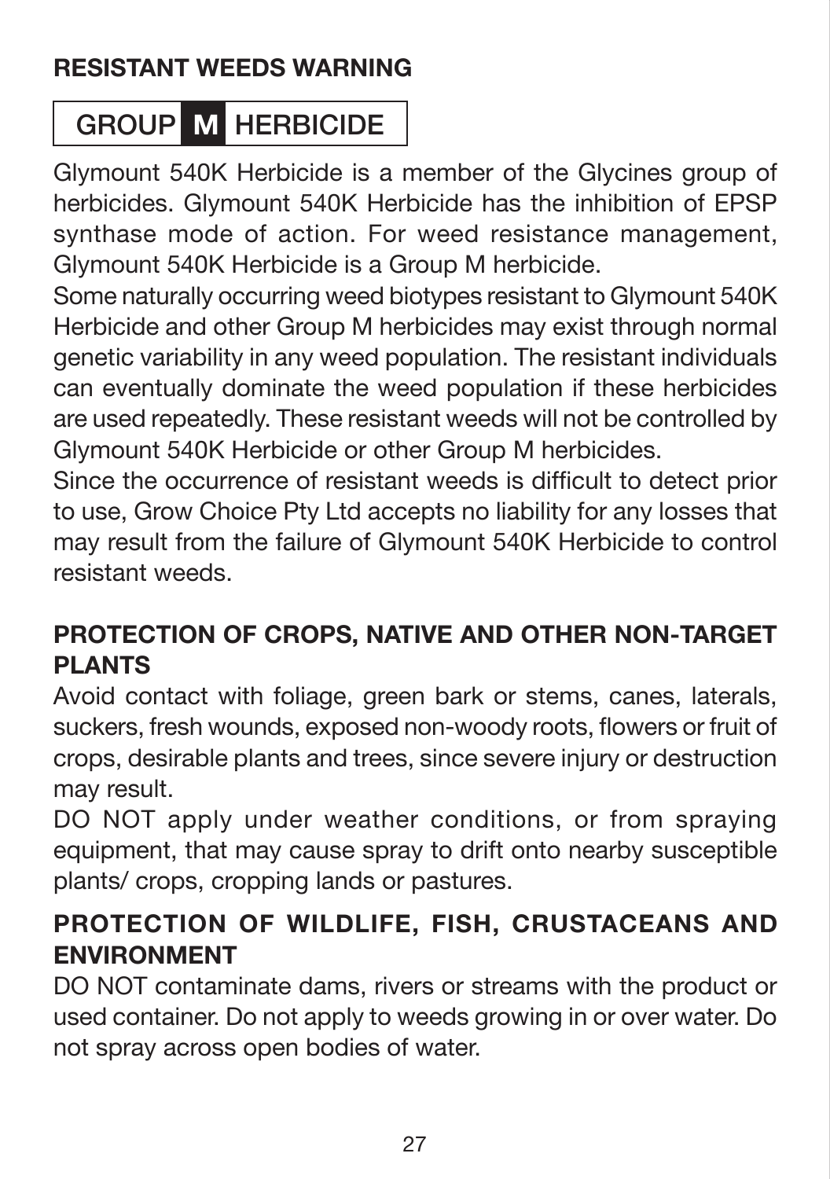## RESISTANT WEEDS WARNING

**GROUP M HERBICIDE**

Glymount 540K Herbicide is a member of the Glycines group of herbicides. Glymount 540K Herbicide has the inhibition of EPSP synthase mode of action. For weed resistance management, Glymount 540K Herbicide is a Group M herbicide.

Some naturally occurring weed biotypes resistant to Glymount 540K Herbicide and other Group M herbicides may exist through normal genetic variability in any weed population. The resistant individuals can eventually dominate the weed population if these herbicides are used repeatedly. These resistant weeds will not be controlled by Glymount 540K Herbicide or other Group M herbicides.

Since the occurrence of resistant weeds is difficult to detect prior to use, Grow Choice Pty Ltd accepts no liability for any losses that may result from the failure of Glymount 540K Herbicide to control resistant weeds.

## PROTECTION OF CROPS, NATIVE AND OTHER NON-TARGET PLANTS

Avoid contact with foliage, green bark or stems, canes, laterals, suckers, fresh wounds, exposed non-woody roots, flowers or fruit of crops, desirable plants and trees, since severe injury or destruction may result.

DO NOT apply under weather conditions, or from spraying equipment, that may cause spray to drift onto nearby susceptible plants/ crops, cropping lands or pastures.

## PROTECTION OF WILDLIFE, FISH, CRUSTACEANS AND ENVIRONMENT

DO NOT contaminate dams, rivers or streams with the product or used container. Do not apply to weeds growing in or over water. Do not spray across open bodies of water.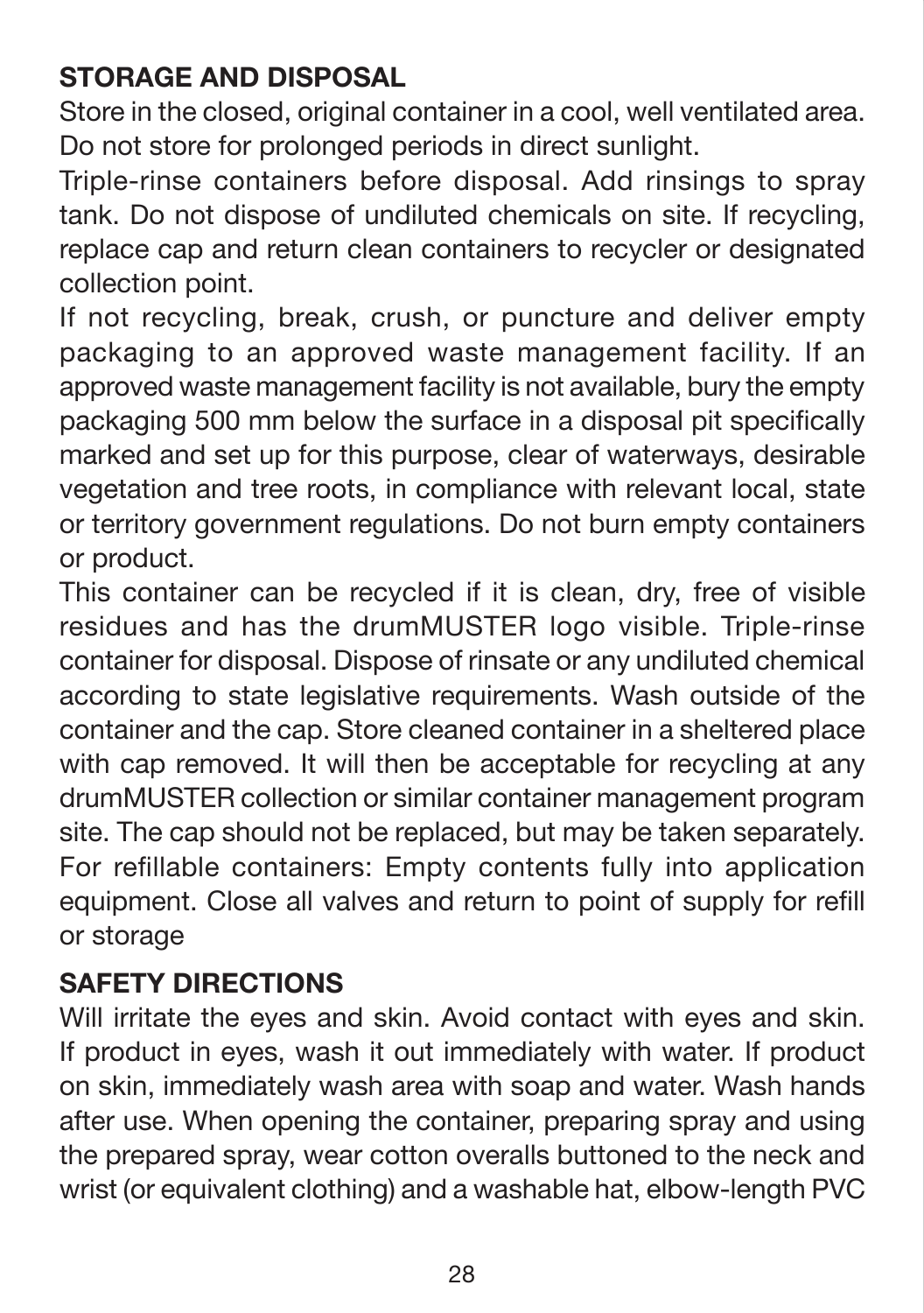## STORAGE AND DISPOSAL

Store in the closed, original container in a cool, well ventilated area. Do not store for prolonged periods in direct sunlight.

Triple-rinse containers before disposal. Add rinsings to spray tank. Do not dispose of undiluted chemicals on site. If recycling, replace cap and return clean containers to recycler or designated collection point.

If not recycling, break, crush, or puncture and deliver empty packaging to an approved waste management facility. If an approved waste management facility is not available, bury the empty packaging 500 mm below the surface in a disposal pit specifically marked and set up for this purpose, clear of waterways, desirable vegetation and tree roots, in compliance with relevant local, state or territory government regulations. Do not burn empty containers or product.

This container can be recycled if it is clean, dry, free of visible residues and has the drumMUSTER logo visible. Triple-rinse container for disposal. Dispose of rinsate or any undiluted chemical according to state legislative requirements. Wash outside of the container and the cap. Store cleaned container in a sheltered place with cap removed. It will then be acceptable for recycling at any drumMUSTER collection or similar container management program site. The cap should not be replaced, but may be taken separately.

For refillable containers: Empty contents fully into application equipment. Close all valves and return to point of supply for refill or storage

## SAFETY DIRECTIONS

Will irritate the eyes and skin. Avoid contact with eyes and skin. If product in eyes, wash it out immediately with water. If product on skin, immediately wash area with soap and water. Wash hands after use. When opening the container, preparing spray and using the prepared spray, wear cotton overalls buttoned to the neck and wrist (or equivalent clothing) and a washable hat, elbow-length PVC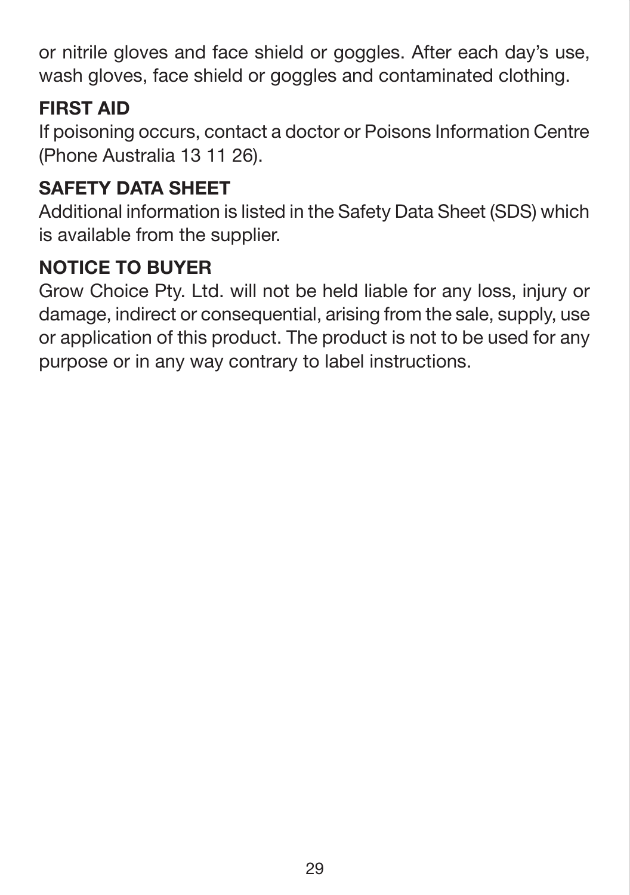or nitrile gloves and face shield or goggles. After each day's use, wash gloves, face shield or goggles and contaminated clothing.

## FIRST AID

If poisoning occurs, contact a doctor or Poisons Information Centre (Phone Australia 13 11 26).

## SAFETY DATA SHEET

Additional information is listed in the Safety Data Sheet (SDS) which is available from the supplier.

## NOTICE TO BUYER

Grow Choice Pty. Ltd. will not be held liable for any loss, injury or damage, indirect or consequential, arising from the sale, supply, use or application of this product. The product is not to be used for any purpose or in any way contrary to label instructions.